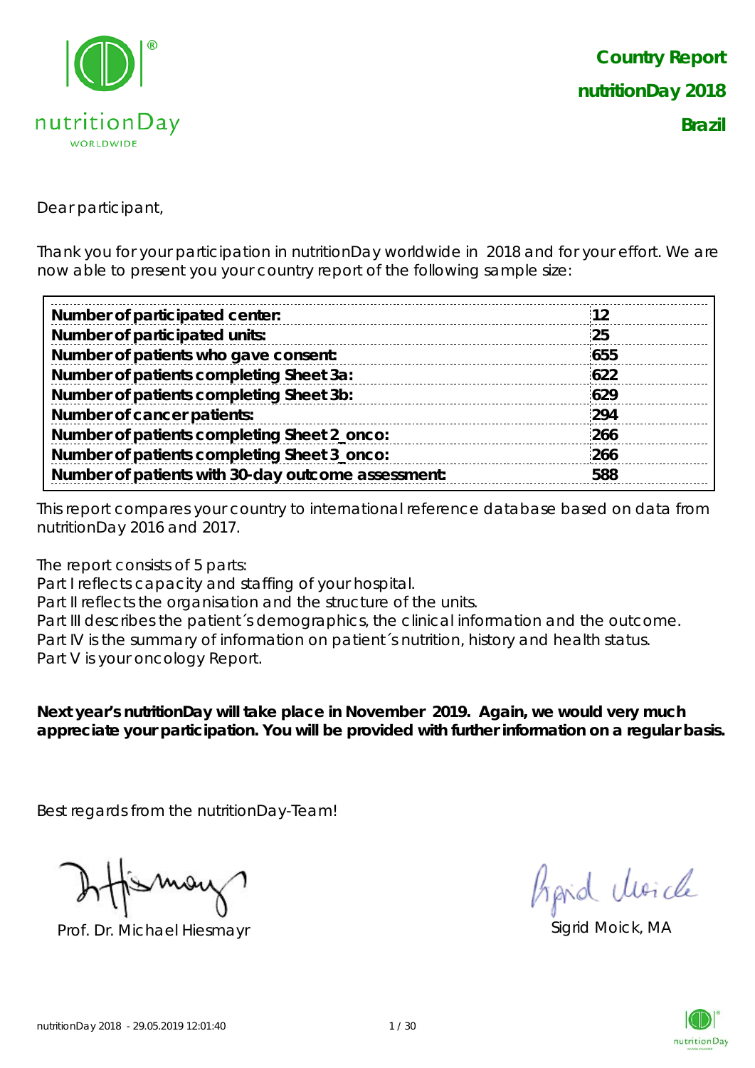**Country Report**

**nutritionDay 2018**

**Brazil**

Dear participant,

Thank you for your participation in nutritionDay worldwide in 2018 and for your effort. We are now able to present you your country report of the following sample size:

| | |
|---|---|
| **Number of participated center:** | **12** |
| **Number of participated units:** | **25** |
| **Number of patients who gave consent:** | **655** |
| **Number of patients completing Sheet 3a:** | **622** |
| **Number of patients completing Sheet 3b:** | **629** |
| **Number of cancer patients:** | **294** |
| **Number of patients completing Sheet 2_onco:** | **266** |
| **Number of patients completing Sheet 3_onco:** | **266** |
| **Number of patients with 30-day outcome assessment:** | **588** |

This report compares your country to international reference database based on data from nutritionDay 2016 and 2017.

The report consists of 5 parts:
Part I reflects capacity and staffing of your hospital.
Part II reflects the organisation and the structure of the units.
Part III describes the patient´s demographics, the clinical information and the outcome.
Part IV is the summary of information on patient´s nutrition, history and health status.
Part V is your oncology Report.

**Next year's nutritionDay will take place in November 2019. Again, we would very much appreciate your participation. You will be provided with further information on a regular basis.**

Best regards from the nutritionDay-Team!

Prof. Dr. Michael Hiesmayr

Sigrid Moick, MA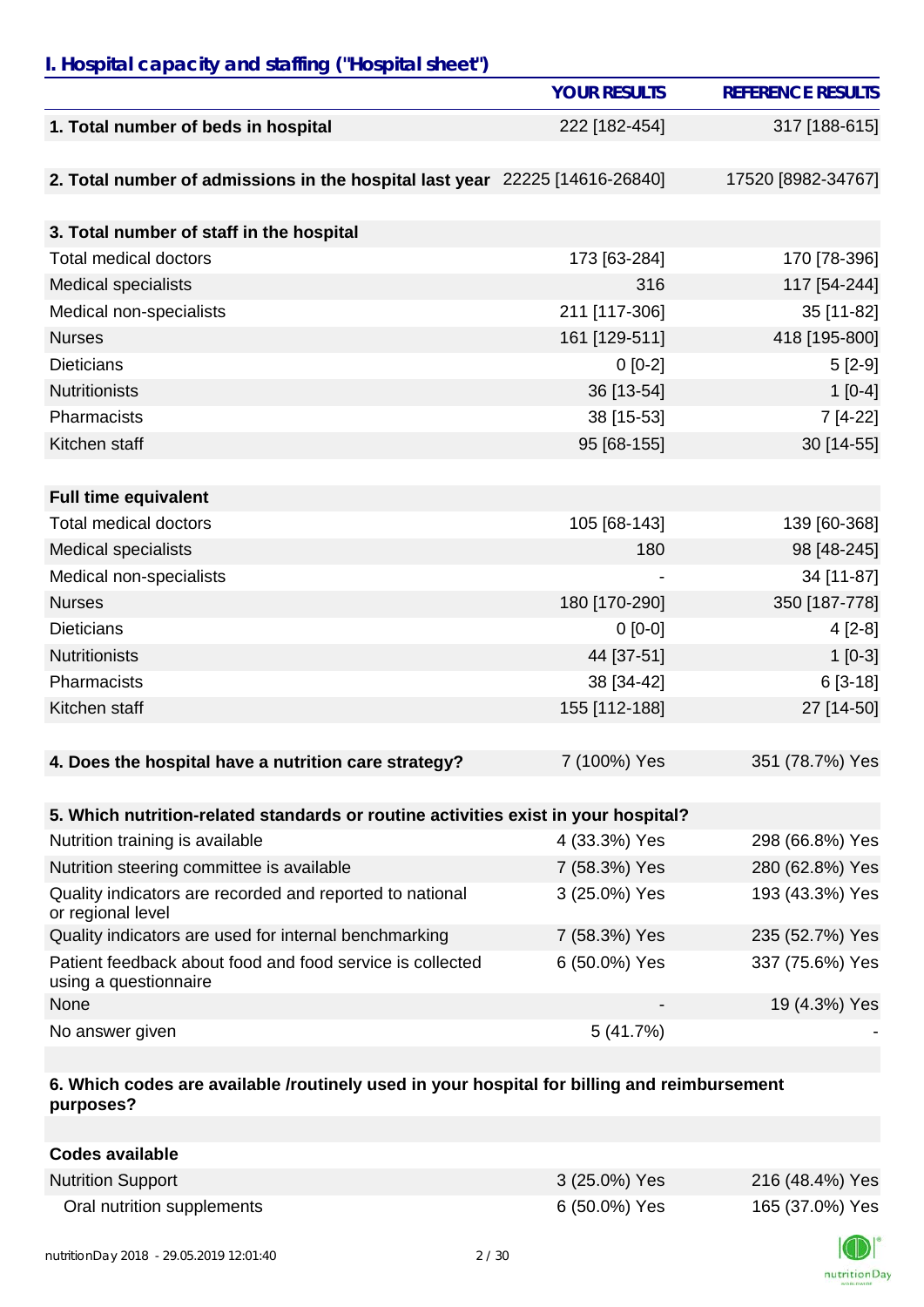## I. Hospital capacity and staffing ("Hospital sheet")

| | YOUR RESULTS | REFERENCE RESULTS |
|---|---|---|
| **1. Total number of beds in hospital** | 222 [182-454] | 317 [188-615] |
| | | |
| **2. Total number of admissions in the hospital last year** | 22225 [14616-26840] | 17520 [8982-34767] |
| | | |
| **3. Total number of staff in the hospital** | | |
| Total medical doctors | 173 [63-284] | 170 [78-396] |
| Medical specialists | 316 | 117 [54-244] |
| Medical non-specialists | 211 [117-306] | 35 [11-82] |
| Nurses | 161 [129-511] | 418 [195-800] |
| Dieticians | 0 [0-2] | 5 [2-9] |
| Nutritionists | 36 [13-54] | 1 [0-4] |
| Pharmacists | 38 [15-53] | 7 [4-22] |
| Kitchen staff | 95 [68-155] | 30 [14-55] |
| | | |
| **Full time equivalent** | | |
| Total medical doctors | 105 [68-143] | 139 [60-368] |
| Medical specialists | 180 | 98 [48-245] |
| Medical non-specialists | - | 34 [11-87] |
| Nurses | 180 [170-290] | 350 [187-778] |
| Dieticians | 0 [0-0] | 4 [2-8] |
| Nutritionists | 44 [37-51] | 1 [0-3] |
| Pharmacists | 38 [34-42] | 6 [3-18] |
| Kitchen staff | 155 [112-188] | 27 [14-50] |
| | | |
| **4. Does the hospital have a nutrition care strategy?** | 7 (100%) Yes | 351 (78.7%) Yes |
| | | |
| **5. Which nutrition-related standards or routine activities exist in your hospital?** | | |
| Nutrition training is available | 4 (33.3%) Yes | 298 (66.8%) Yes |
| Nutrition steering committee is available | 7 (58.3%) Yes | 280 (62.8%) Yes |
| Quality indicators are recorded and reported to national or regional level | 3 (25.0%) Yes | 193 (43.3%) Yes |
| Quality indicators are used for internal benchmarking | 7 (58.3%) Yes | 235 (52.7%) Yes |
| Patient feedback about food and food service is collected using a questionnaire | 6 (50.0%) Yes | 337 (75.6%) Yes |
| None | - | 19 (4.3%) Yes |
| No answer given | 5 (41.7%) | - |
| | | |
| **6. Which codes are available /routinely used in your hospital for billing and reimbursement purposes?** | | |
| | | |
| **Codes available** | | |
| Nutrition Support | 3 (25.0%) Yes | 216 (48.4%) Yes |
| Oral nutrition supplements | 6 (50.0%) Yes | 165 (37.0%) Yes |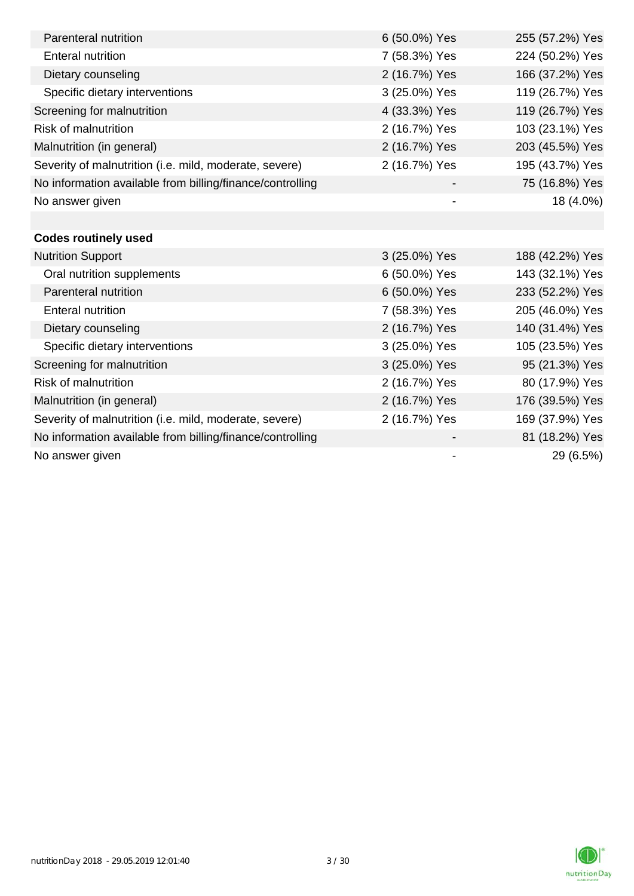| | | |
|---|---|---|
| Parenteral nutrition | 6 (50.0%) Yes | 255 (57.2%) Yes |
| Enteral nutrition | 7 (58.3%) Yes | 224 (50.2%) Yes |
| Dietary counseling | 2 (16.7%) Yes | 166 (37.2%) Yes |
| Specific dietary interventions | 3 (25.0%) Yes | 119 (26.7%) Yes |
| Screening for malnutrition | 4 (33.3%) Yes | 119 (26.7%) Yes |
| Risk of malnutrition | 2 (16.7%) Yes | 103 (23.1%) Yes |
| Malnutrition (in general) | 2 (16.7%) Yes | 203 (45.5%) Yes |
| Severity of malnutrition (i.e. mild, moderate, severe) | 2 (16.7%) Yes | 195 (43.7%) Yes |
| No information available from billing/finance/controlling | - | 75 (16.8%) Yes |
| No answer given | - | 18 (4.0%) |
| | | |
| **Codes routinely used** | | |
| Nutrition Support | 3 (25.0%) Yes | 188 (42.2%) Yes |
| Oral nutrition supplements | 6 (50.0%) Yes | 143 (32.1%) Yes |
| Parenteral nutrition | 6 (50.0%) Yes | 233 (52.2%) Yes |
| Enteral nutrition | 7 (58.3%) Yes | 205 (46.0%) Yes |
| Dietary counseling | 2 (16.7%) Yes | 140 (31.4%) Yes |
| Specific dietary interventions | 3 (25.0%) Yes | 105 (23.5%) Yes |
| Screening for malnutrition | 3 (25.0%) Yes | 95 (21.3%) Yes |
| Risk of malnutrition | 2 (16.7%) Yes | 80 (17.9%) Yes |
| Malnutrition (in general) | 2 (16.7%) Yes | 176 (39.5%) Yes |
| Severity of malnutrition (i.e. mild, moderate, severe) | 2 (16.7%) Yes | 169 (37.9%) Yes |
| No information available from billing/finance/controlling | - | 81 (18.2%) Yes |
| No answer given | - | 29 (6.5%) |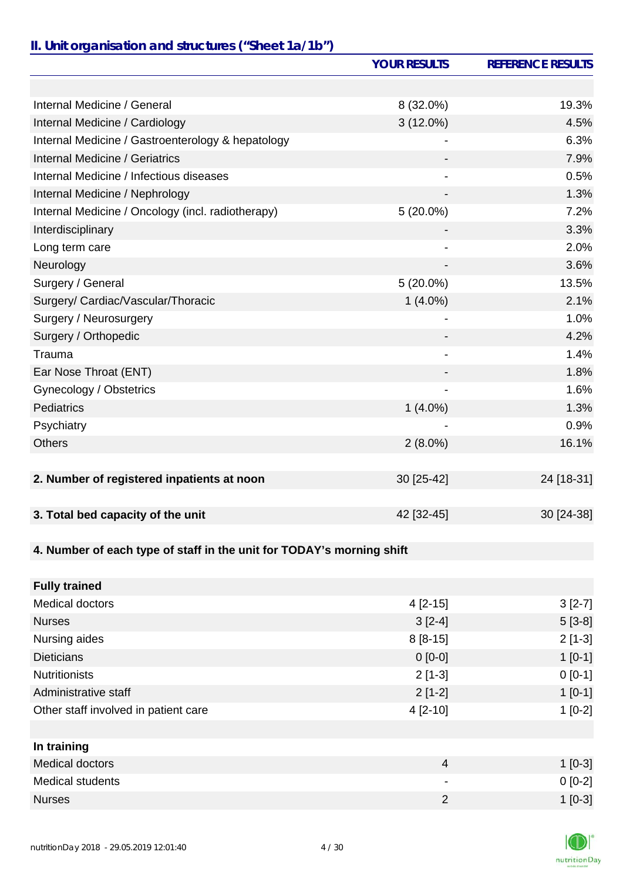## II. Unit organisation and structures ("Sheet 1a/1b")

| | YOUR RESULTS | REFERENCE RESULTS |
|---|---|---|
| | | |
| Internal Medicine / General | 8 (32.0%) | 19.3% |
| Internal Medicine / Cardiology | 3 (12.0%) | 4.5% |
| Internal Medicine / Gastroenterology & hepatology | - | 6.3% |
| Internal Medicine / Geriatrics | - | 7.9% |
| Internal Medicine / Infectious diseases | - | 0.5% |
| Internal Medicine / Nephrology | - | 1.3% |
| Internal Medicine / Oncology (incl. radiotherapy) | 5 (20.0%) | 7.2% |
| Interdisciplinary | - | 3.3% |
| Long term care | - | 2.0% |
| Neurology | - | 3.6% |
| Surgery / General | 5 (20.0%) | 13.5% |
| Surgery/ Cardiac/Vascular/Thoracic | 1 (4.0%) | 2.1% |
| Surgery / Neurosurgery | - | 1.0% |
| Surgery / Orthopedic | - | 4.2% |
| Trauma | - | 1.4% |
| Ear Nose Throat (ENT) | - | 1.8% |
| Gynecology / Obstetrics | - | 1.6% |
| Pediatrics | 1 (4.0%) | 1.3% |
| Psychiatry | - | 0.9% |
| Others | 2 (8.0%) | 16.1% |
| | | |
| **2. Number of registered inpatients at noon** | 30 [25-42] | 24 [18-31] |
| | | |
| **3. Total bed capacity of the unit** | 42 [32-45] | 30 [24-38] |
| | | |
| **4. Number of each type of staff in the unit for TODAY's morning shift** | | |
| | | |
| **Fully trained** | | |
| Medical doctors | 4 [2-15] | 3 [2-7] |
| Nurses | 3 [2-4] | 5 [3-8] |
| Nursing aides | 8 [8-15] | 2 [1-3] |
| Dieticians | 0 [0-0] | 1 [0-1] |
| Nutritionists | 2 [1-3] | 0 [0-1] |
| Administrative staff | 2 [1-2] | 1 [0-1] |
| Other staff involved in patient care | 4 [2-10] | 1 [0-2] |
| | | |
| **In training** | | |
| Medical doctors | 4 | 1 [0-3] |
| Medical students | - | 0 [0-2] |
| Nurses | 2 | 1 [0-3] |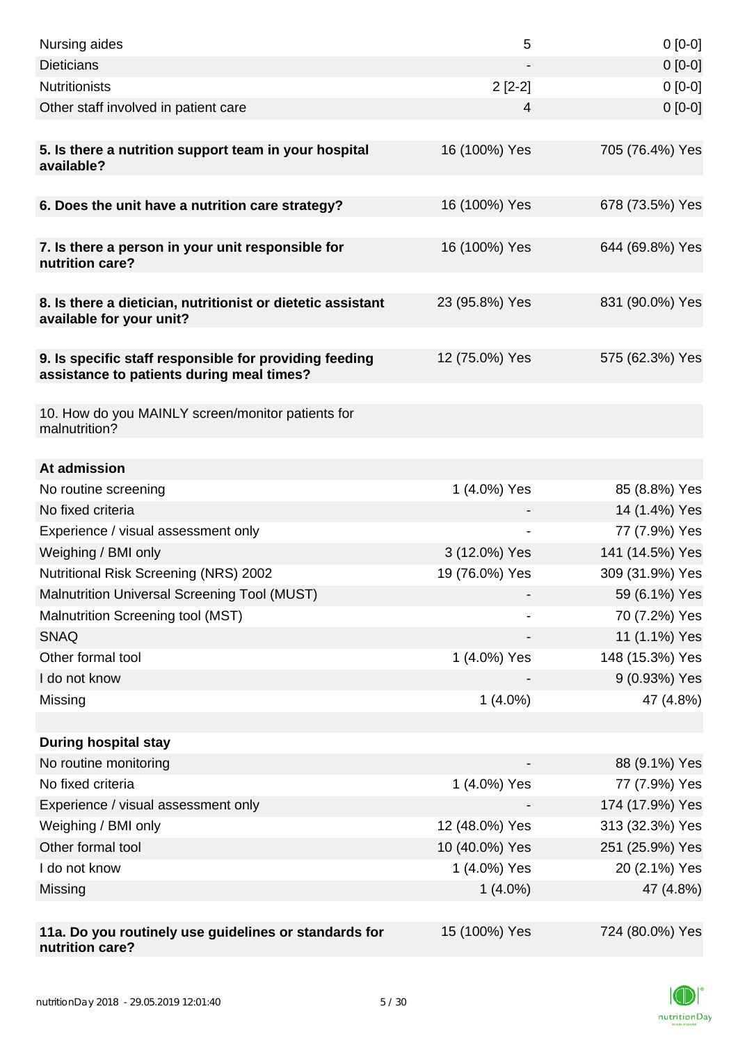| | | |
|---|---|---|
| Nursing aides | 5 | 0 [0-0] |
| Dieticians | - | 0 [0-0] |
| Nutritionists | 2 [2-2] | 0 [0-0] |
| Other staff involved in patient care | 4 | 0 [0-0] |
| | | |
| **5. Is there a nutrition support team in your hospital available?** | 16 (100%) Yes | 705 (76.4%) Yes |
| | | |
| **6. Does the unit have a nutrition care strategy?** | 16 (100%) Yes | 678 (73.5%) Yes |
| | | |
| **7. Is there a person in your unit responsible for nutrition care?** | 16 (100%) Yes | 644 (69.8%) Yes |
| | | |
| **8. Is there a dietician, nutritionist or dietetic assistant available for your unit?** | 23 (95.8%) Yes | 831 (90.0%) Yes |
| | | |
| **9. Is specific staff responsible for providing feeding assistance to patients during meal times?** | 12 (75.0%) Yes | 575 (62.3%) Yes |
| | | |
| 10. How do you MAINLY screen/monitor patients for malnutrition? | | |
| | | |
| **At admission** | | |
| No routine screening | 1 (4.0%) Yes | 85 (8.8%) Yes |
| No fixed criteria | - | 14 (1.4%) Yes |
| Experience / visual assessment only | - | 77 (7.9%) Yes |
| Weighing / BMI only | 3 (12.0%) Yes | 141 (14.5%) Yes |
| Nutritional Risk Screening (NRS) 2002 | 19 (76.0%) Yes | 309 (31.9%) Yes |
| Malnutrition Universal Screening Tool (MUST) | - | 59 (6.1%) Yes |
| Malnutrition Screening tool (MST) | - | 70 (7.2%) Yes |
| SNAQ | - | 11 (1.1%) Yes |
| Other formal tool | 1 (4.0%) Yes | 148 (15.3%) Yes |
| I do not know | - | 9 (0.93%) Yes |
| Missing | 1 (4.0%) | 47 (4.8%) |
| | | |
| **During hospital stay** | | |
| No routine monitoring | - | 88 (9.1%) Yes |
| No fixed criteria | 1 (4.0%) Yes | 77 (7.9%) Yes |
| Experience / visual assessment only | - | 174 (17.9%) Yes |
| Weighing / BMI only | 12 (48.0%) Yes | 313 (32.3%) Yes |
| Other formal tool | 10 (40.0%) Yes | 251 (25.9%) Yes |
| I do not know | 1 (4.0%) Yes | 20 (2.1%) Yes |
| Missing | 1 (4.0%) | 47 (4.8%) |
| | | |
| **11a. Do you routinely use guidelines or standards for nutrition care?** | 15 (100%) Yes | 724 (80.0%) Yes |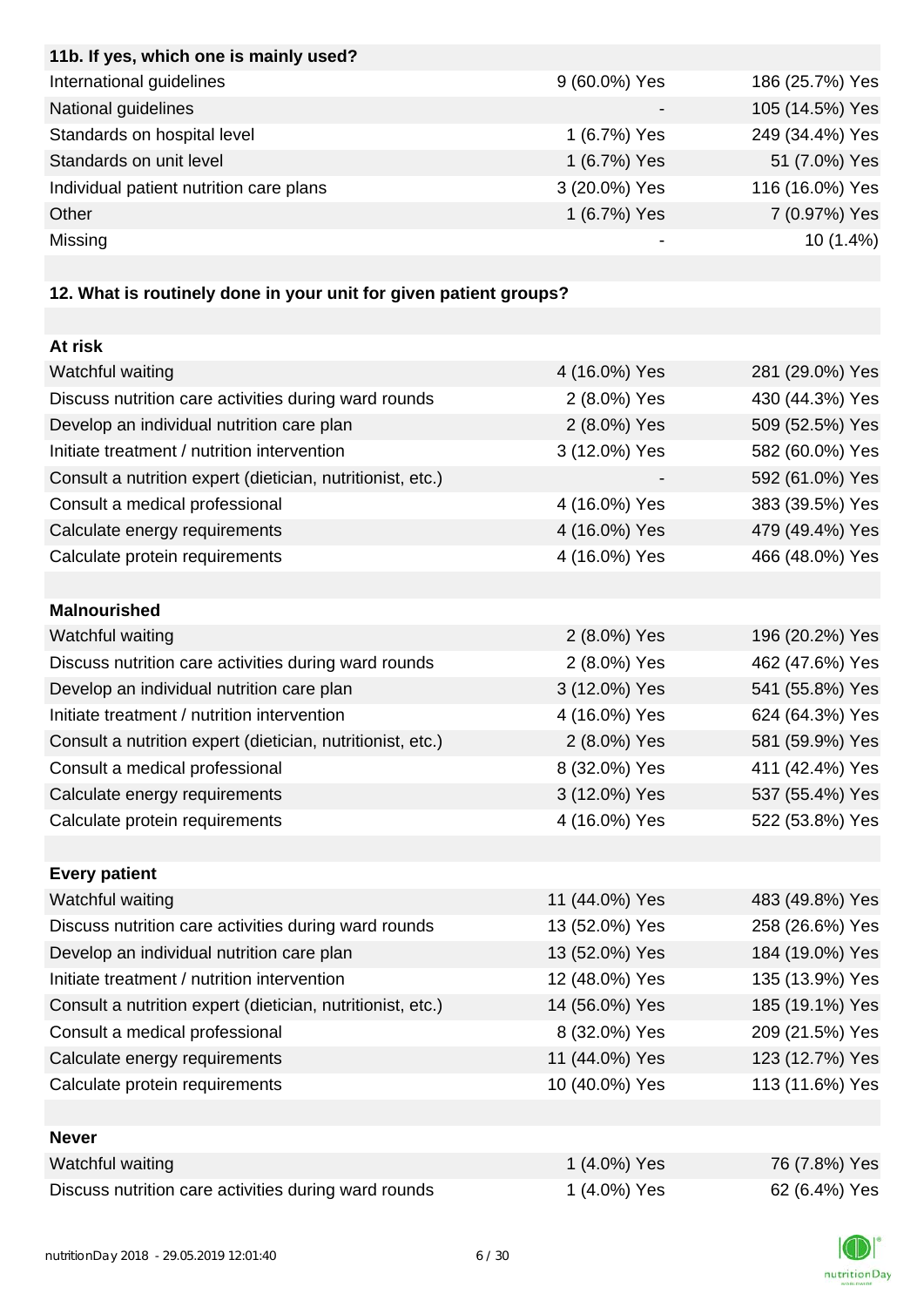| 11b. If yes, which one is mainly used? | | |
| --- | --- | --- |
| International guidelines | 9 (60.0%) Yes | 186 (25.7%) Yes |
| National guidelines | - | 105 (14.5%) Yes |
| Standards on hospital level | 1 (6.7%) Yes | 249 (34.4%) Yes |
| Standards on unit level | 1 (6.7%) Yes | 51 (7.0%) Yes |
| Individual patient nutrition care plans | 3 (20.0%) Yes | 116 (16.0%) Yes |
| Other | 1 (6.7%) Yes | 7 (0.97%) Yes |
| Missing | - | 10 (1.4%) |

**12. What is routinely done in your unit for given patient groups?**

| **At risk** | | |
| --- | --- | --- |
| Watchful waiting | 4 (16.0%) Yes | 281 (29.0%) Yes |
| Discuss nutrition care activities during ward rounds | 2 (8.0%) Yes | 430 (44.3%) Yes |
| Develop an individual nutrition care plan | 2 (8.0%) Yes | 509 (52.5%) Yes |
| Initiate treatment / nutrition intervention | 3 (12.0%) Yes | 582 (60.0%) Yes |
| Consult a nutrition expert (dietician, nutritionist, etc.) | - | 592 (61.0%) Yes |
| Consult a medical professional | 4 (16.0%) Yes | 383 (39.5%) Yes |
| Calculate energy requirements | 4 (16.0%) Yes | 479 (49.4%) Yes |
| Calculate protein requirements | 4 (16.0%) Yes | 466 (48.0%) Yes |
| | | |
| **Malnourished** | | |
| Watchful waiting | 2 (8.0%) Yes | 196 (20.2%) Yes |
| Discuss nutrition care activities during ward rounds | 2 (8.0%) Yes | 462 (47.6%) Yes |
| Develop an individual nutrition care plan | 3 (12.0%) Yes | 541 (55.8%) Yes |
| Initiate treatment / nutrition intervention | 4 (16.0%) Yes | 624 (64.3%) Yes |
| Consult a nutrition expert (dietician, nutritionist, etc.) | 2 (8.0%) Yes | 581 (59.9%) Yes |
| Consult a medical professional | 8 (32.0%) Yes | 411 (42.4%) Yes |
| Calculate energy requirements | 3 (12.0%) Yes | 537 (55.4%) Yes |
| Calculate protein requirements | 4 (16.0%) Yes | 522 (53.8%) Yes |
| | | |
| **Every patient** | | |
| Watchful waiting | 11 (44.0%) Yes | 483 (49.8%) Yes |
| Discuss nutrition care activities during ward rounds | 13 (52.0%) Yes | 258 (26.6%) Yes |
| Develop an individual nutrition care plan | 13 (52.0%) Yes | 184 (19.0%) Yes |
| Initiate treatment / nutrition intervention | 12 (48.0%) Yes | 135 (13.9%) Yes |
| Consult a nutrition expert (dietician, nutritionist, etc.) | 14 (56.0%) Yes | 185 (19.1%) Yes |
| Consult a medical professional | 8 (32.0%) Yes | 209 (21.5%) Yes |
| Calculate energy requirements | 11 (44.0%) Yes | 123 (12.7%) Yes |
| Calculate protein requirements | 10 (40.0%) Yes | 113 (11.6%) Yes |
| | | |
| **Never** | | |
| Watchful waiting | 1 (4.0%) Yes | 76 (7.8%) Yes |
| Discuss nutrition care activities during ward rounds | 1 (4.0%) Yes | 62 (6.4%) Yes |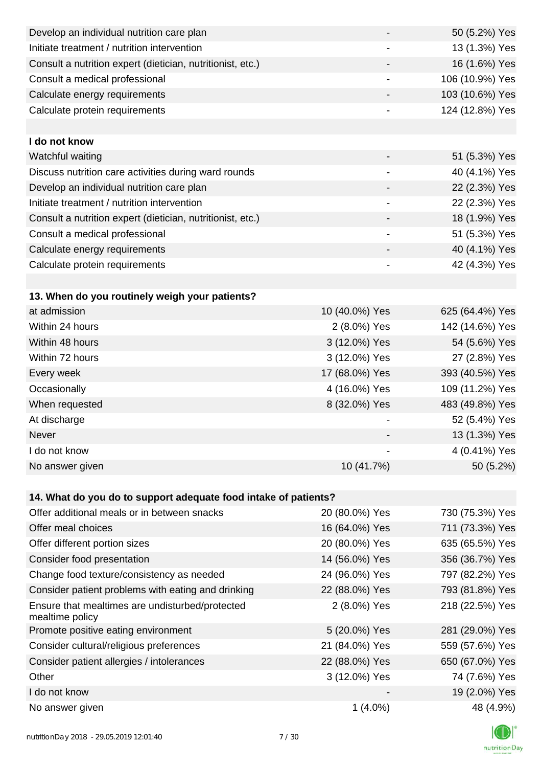| | | |
|---|---|---|
| Develop an individual nutrition care plan | - | 50 (5.2%) Yes |
| Initiate treatment / nutrition intervention | - | 13 (1.3%) Yes |
| Consult a nutrition expert (dietician, nutritionist, etc.) | - | 16 (1.6%) Yes |
| Consult a medical professional | - | 106 (10.9%) Yes |
| Calculate energy requirements | - | 103 (10.6%) Yes |
| Calculate protein requirements | - | 124 (12.8%) Yes |

| **I do not know** | | |
|---|---|---|
| Watchful waiting | - | 51 (5.3%) Yes |
| Discuss nutrition care activities during ward rounds | - | 40 (4.1%) Yes |
| Develop an individual nutrition care plan | - | 22 (2.3%) Yes |
| Initiate treatment / nutrition intervention | - | 22 (2.3%) Yes |
| Consult a nutrition expert (dietician, nutritionist, etc.) | - | 18 (1.9%) Yes |
| Consult a medical professional | - | 51 (5.3%) Yes |
| Calculate energy requirements | - | 40 (4.1%) Yes |
| Calculate protein requirements | - | 42 (4.3%) Yes |

| **13. When do you routinely weigh your patients?** | | |
|---|---|---|
| at admission | 10 (40.0%) Yes | 625 (64.4%) Yes |
| Within 24 hours | 2 (8.0%) Yes | 142 (14.6%) Yes |
| Within 48 hours | 3 (12.0%) Yes | 54 (5.6%) Yes |
| Within 72 hours | 3 (12.0%) Yes | 27 (2.8%) Yes |
| Every week | 17 (68.0%) Yes | 393 (40.5%) Yes |
| Occasionally | 4 (16.0%) Yes | 109 (11.2%) Yes |
| When requested | 8 (32.0%) Yes | 483 (49.8%) Yes |
| At discharge | - | 52 (5.4%) Yes |
| Never | - | 13 (1.3%) Yes |
| I do not know | - | 4 (0.41%) Yes |
| No answer given | 10 (41.7%) | 50 (5.2%) |

| **14. What do you do to support adequate food intake of patients?** | | |
|---|---|---|
| Offer additional meals or in between snacks | 20 (80.0%) Yes | 730 (75.3%) Yes |
| Offer meal choices | 16 (64.0%) Yes | 711 (73.3%) Yes |
| Offer different portion sizes | 20 (80.0%) Yes | 635 (65.5%) Yes |
| Consider food presentation | 14 (56.0%) Yes | 356 (36.7%) Yes |
| Change food texture/consistency as needed | 24 (96.0%) Yes | 797 (82.2%) Yes |
| Consider patient problems with eating and drinking | 22 (88.0%) Yes | 793 (81.8%) Yes |
| Ensure that mealtimes are undisturbed/protected mealtime policy | 2 (8.0%) Yes | 218 (22.5%) Yes |
| Promote positive eating environment | 5 (20.0%) Yes | 281 (29.0%) Yes |
| Consider cultural/religious preferences | 21 (84.0%) Yes | 559 (57.6%) Yes |
| Consider patient allergies / intolerances | 22 (88.0%) Yes | 650 (67.0%) Yes |
| Other | 3 (12.0%) Yes | 74 (7.6%) Yes |
| I do not know | - | 19 (2.0%) Yes |
| No answer given | 1 (4.0%) | 48 (4.9%) |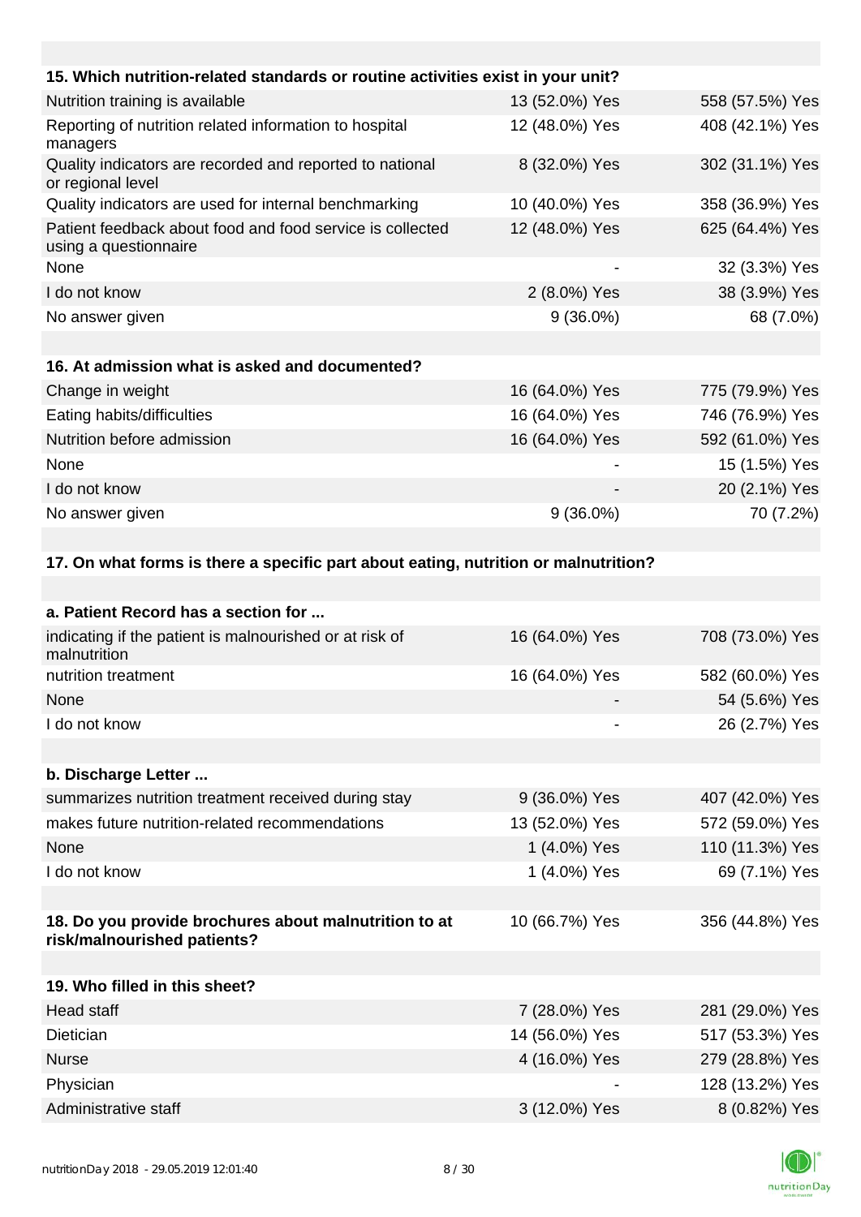| 15. Which nutrition-related standards or routine activities exist in your unit? | | |
|---|---|---|
| Nutrition training is available | 13 (52.0%) Yes | 558 (57.5%) Yes |
| Reporting of nutrition related information to hospital managers | 12 (48.0%) Yes | 408 (42.1%) Yes |
| Quality indicators are recorded and reported to national or regional level | 8 (32.0%) Yes | 302 (31.1%) Yes |
| Quality indicators are used for internal benchmarking | 10 (40.0%) Yes | 358 (36.9%) Yes |
| Patient feedback about food and food service is collected using a questionnaire | 12 (48.0%) Yes | 625 (64.4%) Yes |
| None | - | 32 (3.3%) Yes |
| I do not know | 2 (8.0%) Yes | 38 (3.9%) Yes |
| No answer given | 9 (36.0%) | 68 (7.0%) |

| 16. At admission what is asked and documented? | | |
|---|---|---|
| Change in weight | 16 (64.0%) Yes | 775 (79.9%) Yes |
| Eating habits/difficulties | 16 (64.0%) Yes | 746 (76.9%) Yes |
| Nutrition before admission | 16 (64.0%) Yes | 592 (61.0%) Yes |
| None | - | 15 (1.5%) Yes |
| I do not know | - | 20 (2.1%) Yes |
| No answer given | 9 (36.0%) | 70 (7.2%) |

**17. On what forms is there a specific part about eating, nutrition or malnutrition?**

| a. Patient Record has a section for ... | | |
|---|---|---|
| indicating if the patient is malnourished or at risk of malnutrition | 16 (64.0%) Yes | 708 (73.0%) Yes |
| nutrition treatment | 16 (64.0%) Yes | 582 (60.0%) Yes |
| None | - | 54 (5.6%) Yes |
| I do not know | - | 26 (2.7%) Yes |

| b. Discharge Letter ... | | |
|---|---|---|
| summarizes nutrition treatment received during stay | 9 (36.0%) Yes | 407 (42.0%) Yes |
| makes future nutrition-related recommendations | 13 (52.0%) Yes | 572 (59.0%) Yes |
| None | 1 (4.0%) Yes | 110 (11.3%) Yes |
| I do not know | 1 (4.0%) Yes | 69 (7.1%) Yes |

| 18. Do you provide brochures about malnutrition to at risk/malnourished patients? | 10 (66.7%) Yes | 356 (44.8%) Yes |
|---|---|---|

| 19. Who filled in this sheet? | | |
|---|---|---|
| Head staff | 7 (28.0%) Yes | 281 (29.0%) Yes |
| Dietician | 14 (56.0%) Yes | 517 (53.3%) Yes |
| Nurse | 4 (16.0%) Yes | 279 (28.8%) Yes |
| Physician | - | 128 (13.2%) Yes |
| Administrative staff | 3 (12.0%) Yes | 8 (0.82%) Yes |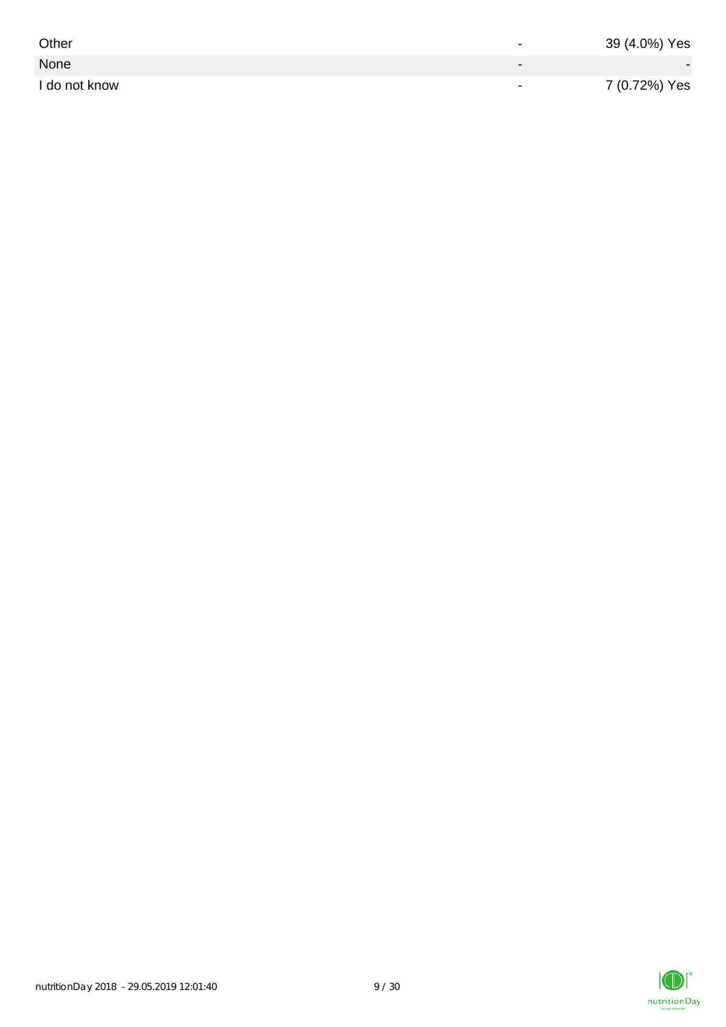| | | |
|---|---|---|
| Other | - | 39 (4.0%) Yes |
| None | - | - |
| I do not know | - | 7 (0.72%) Yes |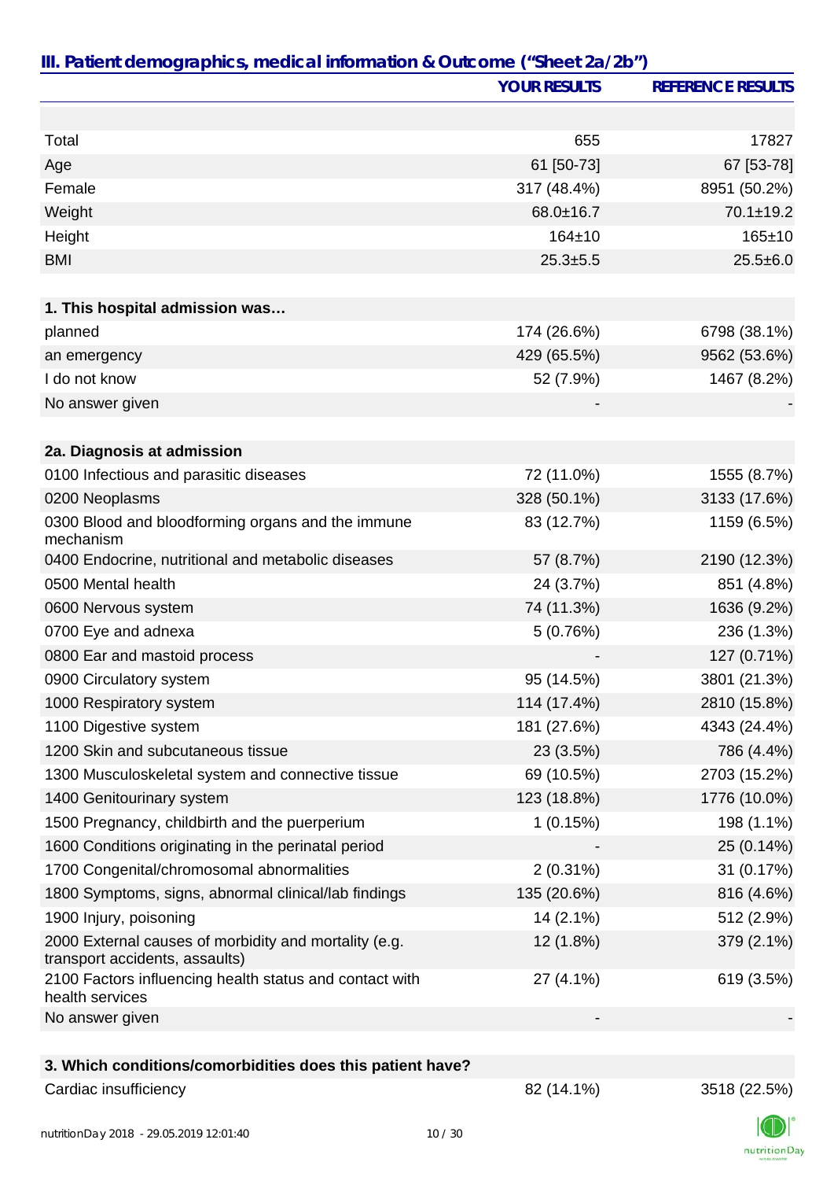## III. Patient demographics, medical information & Outcome ("Sheet 2a/2b")

| | YOUR RESULTS | REFERENCE RESULTS |
|---|---|---|
| | | |
| Total | 655 | 17827 |
| Age | 61 [50-73] | 67 [53-78] |
| Female | 317 (48.4%) | 8951 (50.2%) |
| Weight | 68.0±16.7 | 70.1±19.2 |
| Height | 164±10 | 165±10 |
| BMI | 25.3±5.5 | 25.5±6.0 |
| | | |
| **1. This hospital admission was…** | | |
| planned | 174 (26.6%) | 6798 (38.1%) |
| an emergency | 429 (65.5%) | 9562 (53.6%) |
| I do not know | 52 (7.9%) | 1467 (8.2%) |
| No answer given | - | - |
| | | |
| **2a. Diagnosis at admission** | | |
| 0100 Infectious and parasitic diseases | 72 (11.0%) | 1555 (8.7%) |
| 0200 Neoplasms | 328 (50.1%) | 3133 (17.6%) |
| 0300 Blood and bloodforming organs and the immune mechanism | 83 (12.7%) | 1159 (6.5%) |
| 0400 Endocrine, nutritional and metabolic diseases | 57 (8.7%) | 2190 (12.3%) |
| 0500 Mental health | 24 (3.7%) | 851 (4.8%) |
| 0600 Nervous system | 74 (11.3%) | 1636 (9.2%) |
| 0700 Eye and adnexa | 5 (0.76%) | 236 (1.3%) |
| 0800 Ear and mastoid process | - | 127 (0.71%) |
| 0900 Circulatory system | 95 (14.5%) | 3801 (21.3%) |
| 1000 Respiratory system | 114 (17.4%) | 2810 (15.8%) |
| 1100 Digestive system | 181 (27.6%) | 4343 (24.4%) |
| 1200 Skin and subcutaneous tissue | 23 (3.5%) | 786 (4.4%) |
| 1300 Musculoskeletal system and connective tissue | 69 (10.5%) | 2703 (15.2%) |
| 1400 Genitourinary system | 123 (18.8%) | 1776 (10.0%) |
| 1500 Pregnancy, childbirth and the puerperium | 1 (0.15%) | 198 (1.1%) |
| 1600 Conditions originating in the perinatal period | - | 25 (0.14%) |
| 1700 Congenital/chromosomal abnormalities | 2 (0.31%) | 31 (0.17%) |
| 1800 Symptoms, signs, abnormal clinical/lab findings | 135 (20.6%) | 816 (4.6%) |
| 1900 Injury, poisoning | 14 (2.1%) | 512 (2.9%) |
| 2000 External causes of morbidity and mortality (e.g. transport accidents, assaults) | 12 (1.8%) | 379 (2.1%) |
| 2100 Factors influencing health status and contact with health services | 27 (4.1%) | 619 (3.5%) |
| No answer given | - | - |
| | | |
| **3. Which conditions/comorbidities does this patient have?** | | |
| Cardiac insufficiency | 82 (14.1%) | 3518 (22.5%) |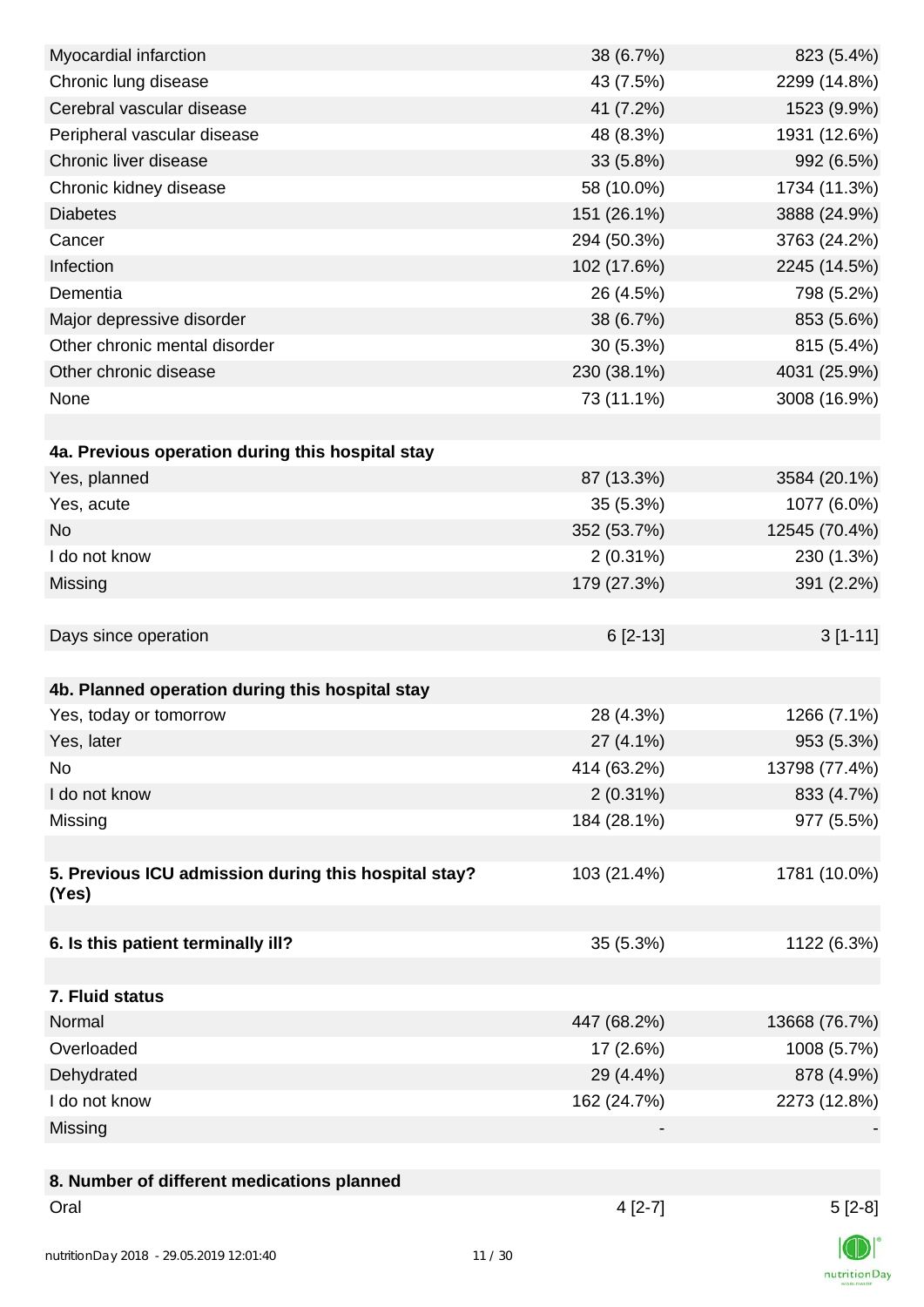| | | |
|---|---|---|
| Myocardial infarction | 38 (6.7%) | 823 (5.4%) |
| Chronic lung disease | 43 (7.5%) | 2299 (14.8%) |
| Cerebral vascular disease | 41 (7.2%) | 1523 (9.9%) |
| Peripheral vascular disease | 48 (8.3%) | 1931 (12.6%) |
| Chronic liver disease | 33 (5.8%) | 992 (6.5%) |
| Chronic kidney disease | 58 (10.0%) | 1734 (11.3%) |
| Diabetes | 151 (26.1%) | 3888 (24.9%) |
| Cancer | 294 (50.3%) | 3763 (24.2%) |
| Infection | 102 (17.6%) | 2245 (14.5%) |
| Dementia | 26 (4.5%) | 798 (5.2%) |
| Major depressive disorder | 38 (6.7%) | 853 (5.6%) |
| Other chronic mental disorder | 30 (5.3%) | 815 (5.4%) |
| Other chronic disease | 230 (38.1%) | 4031 (25.9%) |
| None | 73 (11.1%) | 3008 (16.9%) |
| | | |
| **4a. Previous operation during this hospital stay** | | |
| Yes, planned | 87 (13.3%) | 3584 (20.1%) |
| Yes, acute | 35 (5.3%) | 1077 (6.0%) |
| No | 352 (53.7%) | 12545 (70.4%) |
| I do not know | 2 (0.31%) | 230 (1.3%) |
| Missing | 179 (27.3%) | 391 (2.2%) |
| | | |
| Days since operation | 6 [2-13] | 3 [1-11] |
| | | |
| **4b. Planned operation during this hospital stay** | | |
| Yes, today or tomorrow | 28 (4.3%) | 1266 (7.1%) |
| Yes, later | 27 (4.1%) | 953 (5.3%) |
| No | 414 (63.2%) | 13798 (77.4%) |
| I do not know | 2 (0.31%) | 833 (4.7%) |
| Missing | 184 (28.1%) | 977 (5.5%) |
| | | |
| **5. Previous ICU admission during this hospital stay? (Yes)** | 103 (21.4%) | 1781 (10.0%) |
| | | |
| **6. Is this patient terminally ill?** | 35 (5.3%) | 1122 (6.3%) |
| | | |
| **7. Fluid status** | | |
| Normal | 447 (68.2%) | 13668 (76.7%) |
| Overloaded | 17 (2.6%) | 1008 (5.7%) |
| Dehydrated | 29 (4.4%) | 878 (4.9%) |
| I do not know | 162 (24.7%) | 2273 (12.8%) |
| Missing | - | - |
| | | |
| **8. Number of different medications planned** | | |
| Oral | 4 [2-7] | 5 [2-8] |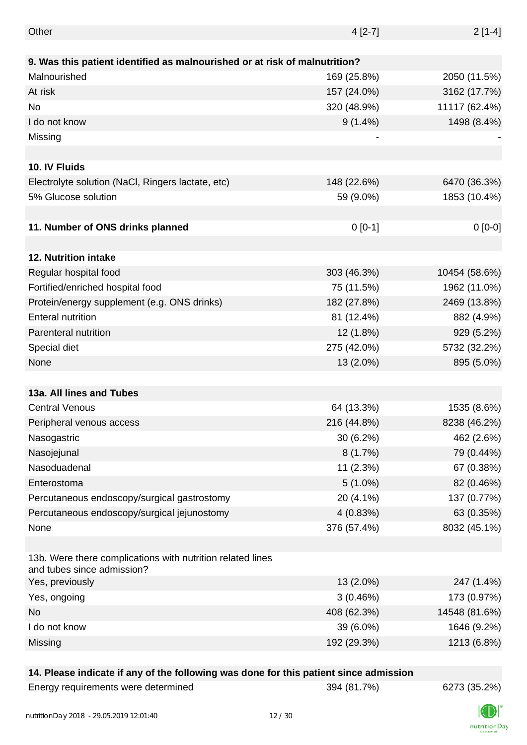| | | |
|---|---|---|
| Other | 4 [2-7] | 2 [1-4] |
| | | |
| **9. Was this patient identified as malnourished or at risk of malnutrition?** | | |
| Malnourished | 169 (25.8%) | 2050 (11.5%) |
| At risk | 157 (24.0%) | 3162 (17.7%) |
| No | 320 (48.9%) | 11117 (62.4%) |
| I do not know | 9 (1.4%) | 1498 (8.4%) |
| Missing | - | - |
| | | |
| **10. IV Fluids** | | |
| Electrolyte solution (NaCl, Ringers lactate, etc) | 148 (22.6%) | 6470 (36.3%) |
| 5% Glucose solution | 59 (9.0%) | 1853 (10.4%) |
| | | |
| **11. Number of ONS drinks planned** | 0 [0-1] | 0 [0-0] |
| | | |
| **12. Nutrition intake** | | |
| Regular hospital food | 303 (46.3%) | 10454 (58.6%) |
| Fortified/enriched hospital food | 75 (11.5%) | 1962 (11.0%) |
| Protein/energy supplement (e.g. ONS drinks) | 182 (27.8%) | 2469 (13.8%) |
| Enteral nutrition | 81 (12.4%) | 882 (4.9%) |
| Parenteral nutrition | 12 (1.8%) | 929 (5.2%) |
| Special diet | 275 (42.0%) | 5732 (32.2%) |
| None | 13 (2.0%) | 895 (5.0%) |
| | | |
| **13a. All lines and Tubes** | | |
| Central Venous | 64 (13.3%) | 1535 (8.6%) |
| Peripheral venous access | 216 (44.8%) | 8238 (46.2%) |
| Nasogastric | 30 (6.2%) | 462 (2.6%) |
| Nasojejunal | 8 (1.7%) | 79 (0.44%) |
| Nasoduadenal | 11 (2.3%) | 67 (0.38%) |
| Enterostoma | 5 (1.0%) | 82 (0.46%) |
| Percutaneous endoscopy/surgical gastrostomy | 20 (4.1%) | 137 (0.77%) |
| Percutaneous endoscopy/surgical jejunostomy | 4 (0.83%) | 63 (0.35%) |
| None | 376 (57.4%) | 8032 (45.1%) |
| | | |
| 13b. Were there complications with nutrition related lines and tubes since admission? | | |
| Yes, previously | 13 (2.0%) | 247 (1.4%) |
| Yes, ongoing | 3 (0.46%) | 173 (0.97%) |
| No | 408 (62.3%) | 14548 (81.6%) |
| I do not know | 39 (6.0%) | 1646 (9.2%) |
| Missing | 192 (29.3%) | 1213 (6.8%) |
| | | |
| **14. Please indicate if any of the following was done for this patient since admission** | | |
| Energy requirements were determined | 394 (81.7%) | 6273 (35.2%) |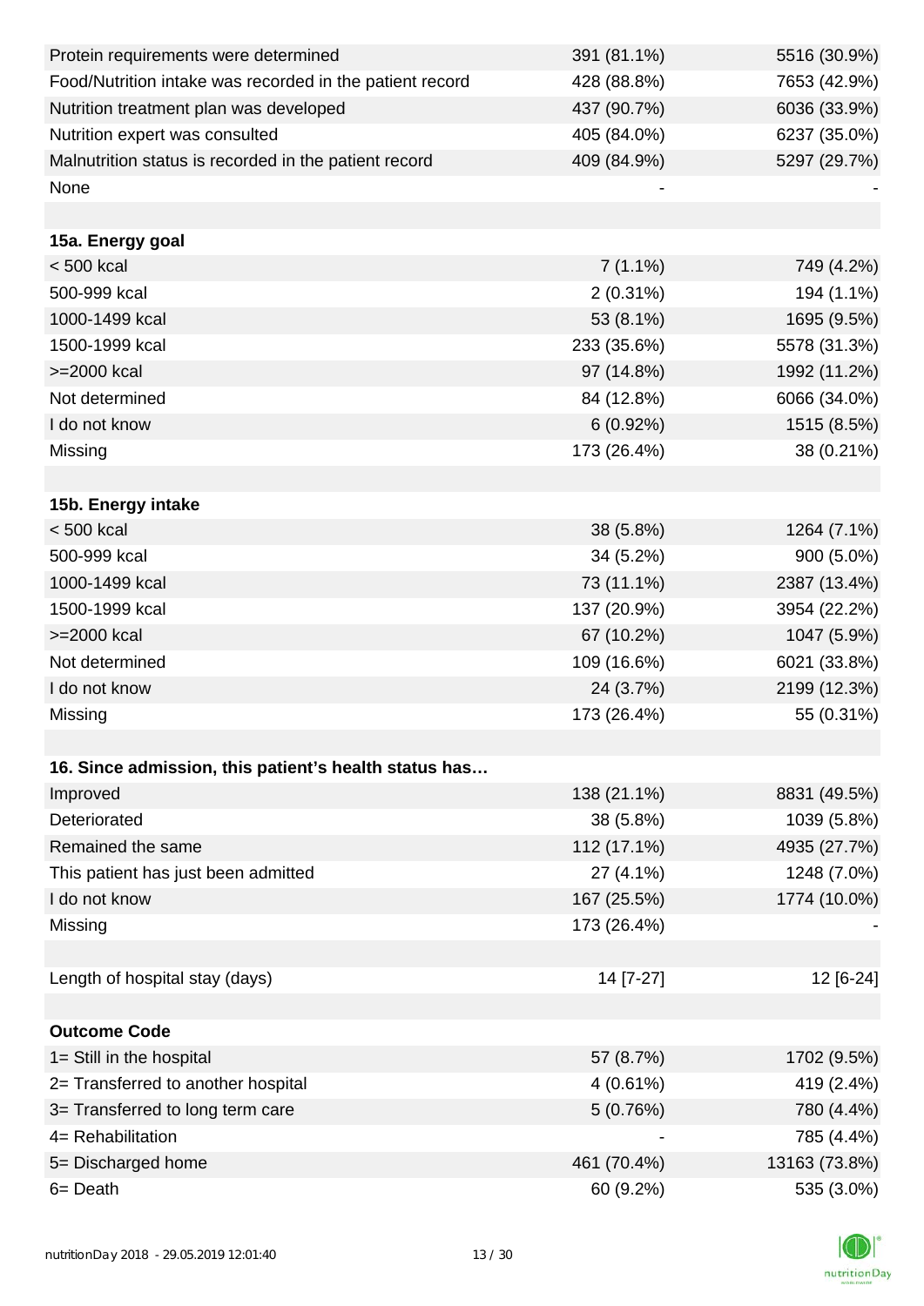| | | |
|---|---|---|
| Protein requirements were determined | 391 (81.1%) | 5516 (30.9%) |
| Food/Nutrition intake was recorded in the patient record | 428 (88.8%) | 7653 (42.9%) |
| Nutrition treatment plan was developed | 437 (90.7%) | 6036 (33.9%) |
| Nutrition expert was consulted | 405 (84.0%) | 6237 (35.0%) |
| Malnutrition status is recorded in the patient record | 409 (84.9%) | 5297 (29.7%) |
| None | - | - |
| | | |
| **15a. Energy goal** | | |
| < 500 kcal | 7 (1.1%) | 749 (4.2%) |
| 500-999 kcal | 2 (0.31%) | 194 (1.1%) |
| 1000-1499 kcal | 53 (8.1%) | 1695 (9.5%) |
| 1500-1999 kcal | 233 (35.6%) | 5578 (31.3%) |
| >=2000 kcal | 97 (14.8%) | 1992 (11.2%) |
| Not determined | 84 (12.8%) | 6066 (34.0%) |
| I do not know | 6 (0.92%) | 1515 (8.5%) |
| Missing | 173 (26.4%) | 38 (0.21%) |
| | | |
| **15b. Energy intake** | | |
| < 500 kcal | 38 (5.8%) | 1264 (7.1%) |
| 500-999 kcal | 34 (5.2%) | 900 (5.0%) |
| 1000-1499 kcal | 73 (11.1%) | 2387 (13.4%) |
| 1500-1999 kcal | 137 (20.9%) | 3954 (22.2%) |
| >=2000 kcal | 67 (10.2%) | 1047 (5.9%) |
| Not determined | 109 (16.6%) | 6021 (33.8%) |
| I do not know | 24 (3.7%) | 2199 (12.3%) |
| Missing | 173 (26.4%) | 55 (0.31%) |
| | | |
| **16. Since admission, this patient's health status has…** | | |
| Improved | 138 (21.1%) | 8831 (49.5%) |
| Deteriorated | 38 (5.8%) | 1039 (5.8%) |
| Remained the same | 112 (17.1%) | 4935 (27.7%) |
| This patient has just been admitted | 27 (4.1%) | 1248 (7.0%) |
| I do not know | 167 (25.5%) | 1774 (10.0%) |
| Missing | 173 (26.4%) | - |
| | | |
| Length of hospital stay (days) | 14 [7-27] | 12 [6-24] |
| | | |
| **Outcome Code** | | |
| 1= Still in the hospital | 57 (8.7%) | 1702 (9.5%) |
| 2= Transferred to another hospital | 4 (0.61%) | 419 (2.4%) |
| 3= Transferred to long term care | 5 (0.76%) | 780 (4.4%) |
| 4= Rehabilitation | - | 785 (4.4%) |
| 5= Discharged home | 461 (70.4%) | 13163 (73.8%) |
| 6= Death | 60 (9.2%) | 535 (3.0%) |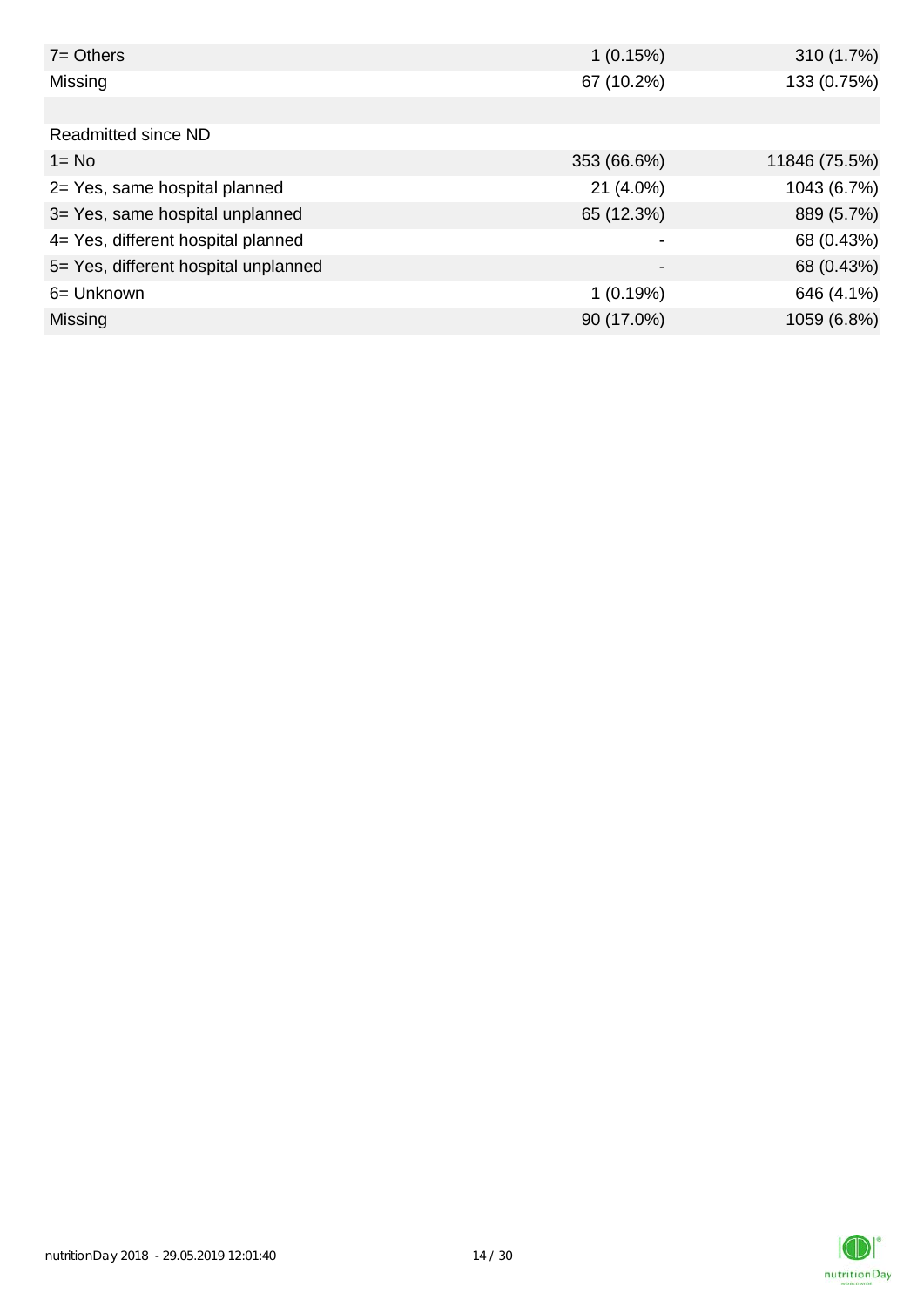| | | |
|---|---|---|
| 7= Others | 1 (0.15%) | 310 (1.7%) |
| Missing | 67 (10.2%) | 133 (0.75%) |
| | | |
| Readmitted since ND | | |
| 1= No | 353 (66.6%) | 11846 (75.5%) |
| 2= Yes, same hospital planned | 21 (4.0%) | 1043 (6.7%) |
| 3= Yes, same hospital unplanned | 65 (12.3%) | 889 (5.7%) |
| 4= Yes, different hospital planned | - | 68 (0.43%) |
| 5= Yes, different hospital unplanned | - | 68 (0.43%) |
| 6= Unknown | 1 (0.19%) | 646 (4.1%) |
| Missing | 90 (17.0%) | 1059 (6.8%) |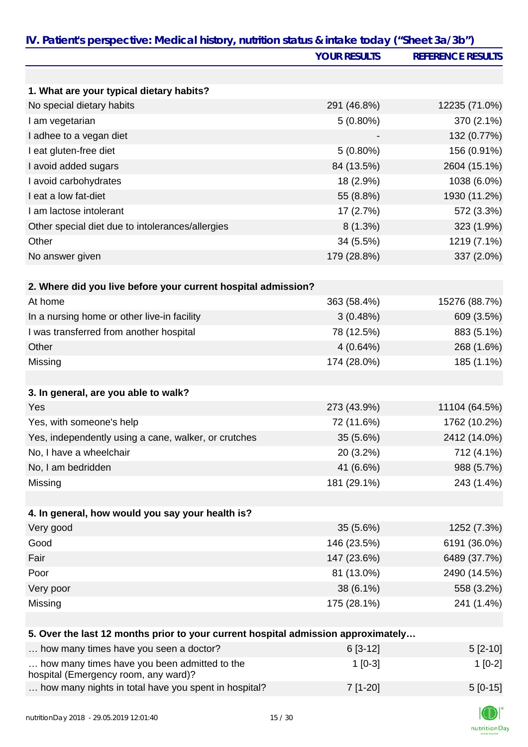## IV. Patient's perspective: Medical history, nutrition status & intake today ("Sheet 3a/3b")

| | YOUR RESULTS | REFERENCE RESULTS |
|---|---|---|
| **1. What are your typical dietary habits?** | | |
| No special dietary habits | 291 (46.8%) | 12235 (71.0%) |
| I am vegetarian | 5 (0.80%) | 370 (2.1%) |
| I adhee to a vegan diet | - | 132 (0.77%) |
| I eat gluten-free diet | 5 (0.80%) | 156 (0.91%) |
| I avoid added sugars | 84 (13.5%) | 2604 (15.1%) |
| I avoid carbohydrates | 18 (2.9%) | 1038 (6.0%) |
| I eat a low fat-diet | 55 (8.8%) | 1930 (11.2%) |
| I am lactose intolerant | 17 (2.7%) | 572 (3.3%) |
| Other special diet due to intolerances/allergies | 8 (1.3%) | 323 (1.9%) |
| Other | 34 (5.5%) | 1219 (7.1%) |
| No answer given | 179 (28.8%) | 337 (2.0%) |
| **2. Where did you live before your current hospital admission?** | | |
| At home | 363 (58.4%) | 15276 (88.7%) |
| In a nursing home or other live-in facility | 3 (0.48%) | 609 (3.5%) |
| I was transferred from another hospital | 78 (12.5%) | 883 (5.1%) |
| Other | 4 (0.64%) | 268 (1.6%) |
| Missing | 174 (28.0%) | 185 (1.1%) |
| **3. In general, are you able to walk?** | | |
| Yes | 273 (43.9%) | 11104 (64.5%) |
| Yes, with someone's help | 72 (11.6%) | 1762 (10.2%) |
| Yes, independently using a cane, walker, or crutches | 35 (5.6%) | 2412 (14.0%) |
| No, I have a wheelchair | 20 (3.2%) | 712 (4.1%) |
| No, I am bedridden | 41 (6.6%) | 988 (5.7%) |
| Missing | 181 (29.1%) | 243 (1.4%) |
| **4. In general, how would you say your health is?** | | |
| Very good | 35 (5.6%) | 1252 (7.3%) |
| Good | 146 (23.5%) | 6191 (36.0%) |
| Fair | 147 (23.6%) | 6489 (37.7%) |
| Poor | 81 (13.0%) | 2490 (14.5%) |
| Very poor | 38 (6.1%) | 558 (3.2%) |
| Missing | 175 (28.1%) | 241 (1.4%) |
| **5. Over the last 12 months prior to your current hospital admission approximately…** | | |
| … how many times have you seen a doctor? | 6 [3-12] | 5 [2-10] |
| … how many times have you been admitted to the hospital (Emergency room, any ward)? | 1 [0-3] | 1 [0-2] |
| … how many nights in total have you spent in hospital? | 7 [1-20] | 5 [0-15] |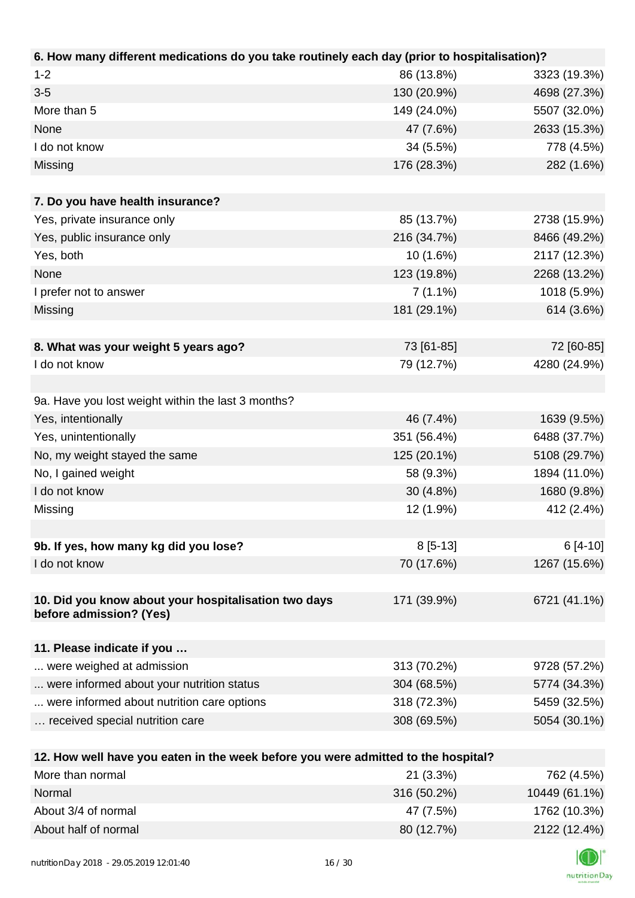| 6. How many different medications do you take routinely each day (prior to hospitalisation)? | | |
|---|---|---|
| 1-2 | 86 (13.8%) | 3323 (19.3%) |
| 3-5 | 130 (20.9%) | 4698 (27.3%) |
| More than 5 | 149 (24.0%) | 5507 (32.0%) |
| None | 47 (7.6%) | 2633 (15.3%) |
| I do not know | 34 (5.5%) | 778 (4.5%) |
| Missing | 176 (28.3%) | 282 (1.6%) |
| | | |
| **7. Do you have health insurance?** | | |
| Yes, private insurance only | 85 (13.7%) | 2738 (15.9%) |
| Yes, public insurance only | 216 (34.7%) | 8466 (49.2%) |
| Yes, both | 10 (1.6%) | 2117 (12.3%) |
| None | 123 (19.8%) | 2268 (13.2%) |
| I prefer not to answer | 7 (1.1%) | 1018 (5.9%) |
| Missing | 181 (29.1%) | 614 (3.6%) |
| | | |
| **8. What was your weight 5 years ago?** | 73 [61-85] | 72 [60-85] |
| I do not know | 79 (12.7%) | 4280 (24.9%) |
| | | |
| 9a. Have you lost weight within the last 3 months? | | |
| Yes, intentionally | 46 (7.4%) | 1639 (9.5%) |
| Yes, unintentionally | 351 (56.4%) | 6488 (37.7%) |
| No, my weight stayed the same | 125 (20.1%) | 5108 (29.7%) |
| No, I gained weight | 58 (9.3%) | 1894 (11.0%) |
| I do not know | 30 (4.8%) | 1680 (9.8%) |
| Missing | 12 (1.9%) | 412 (2.4%) |
| | | |
| **9b. If yes, how many kg did you lose?** | 8 [5-13] | 6 [4-10] |
| I do not know | 70 (17.6%) | 1267 (15.6%) |
| | | |
| **10. Did you know about your hospitalisation two days before admission? (Yes)** | 171 (39.9%) | 6721 (41.1%) |
| | | |
| **11. Please indicate if you …** | | |
| ... were weighed at admission | 313 (70.2%) | 9728 (57.2%) |
| ... were informed about your nutrition status | 304 (68.5%) | 5774 (34.3%) |
| ... were informed about nutrition care options | 318 (72.3%) | 5459 (32.5%) |
| … received special nutrition care | 308 (69.5%) | 5054 (30.1%) |
| | | |
| **12. How well have you eaten in the week before you were admitted to the hospital?** | | |
| More than normal | 21 (3.3%) | 762 (4.5%) |
| Normal | 316 (50.2%) | 10449 (61.1%) |
| About 3/4 of normal | 47 (7.5%) | 1762 (10.3%) |
| About half of normal | 80 (12.7%) | 2122 (12.4%) |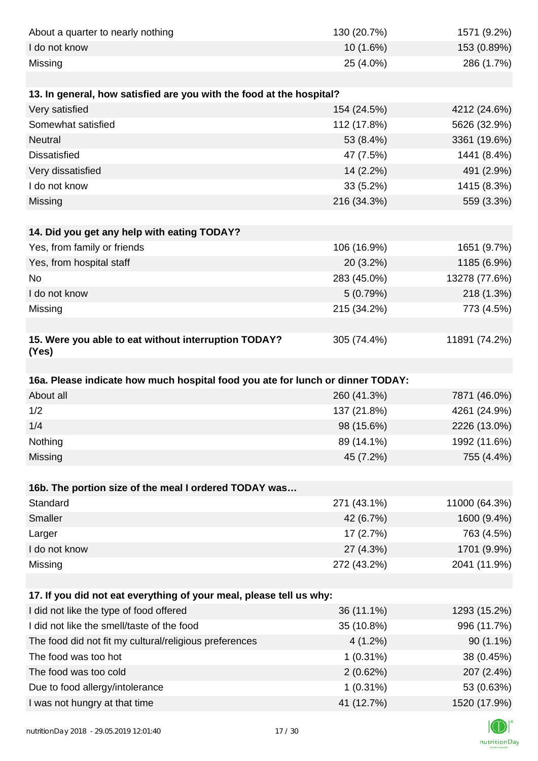| | | |
|---|---|---|
| About a quarter to nearly nothing | 130 (20.7%) | 1571 (9.2%) |
| I do not know | 10 (1.6%) | 153 (0.89%) |
| Missing | 25 (4.0%) | 286 (1.7%) |

| 13. In general, how satisfied are you with the food at the hospital? | | |
|---|---|---|
| Very satisfied | 154 (24.5%) | 4212 (24.6%) |
| Somewhat satisfied | 112 (17.8%) | 5626 (32.9%) |
| Neutral | 53 (8.4%) | 3361 (19.6%) |
| Dissatisfied | 47 (7.5%) | 1441 (8.4%) |
| Very dissatisfied | 14 (2.2%) | 491 (2.9%) |
| I do not know | 33 (5.2%) | 1415 (8.3%) |
| Missing | 216 (34.3%) | 559 (3.3%) |

| 14. Did you get any help with eating TODAY? | | |
|---|---|---|
| Yes, from family or friends | 106 (16.9%) | 1651 (9.7%) |
| Yes, from hospital staff | 20 (3.2%) | 1185 (6.9%) |
| No | 283 (45.0%) | 13278 (77.6%) |
| I do not know | 5 (0.79%) | 218 (1.3%) |
| Missing | 215 (34.2%) | 773 (4.5%) |

| | | |
|---|---|---|
| 15. Were you able to eat without interruption TODAY? (Yes) | 305 (74.4%) | 11891 (74.2%) |

| 16a. Please indicate how much hospital food you ate for lunch or dinner TODAY: | | |
|---|---|---|
| About all | 260 (41.3%) | 7871 (46.0%) |
| 1/2 | 137 (21.8%) | 4261 (24.9%) |
| 1/4 | 98 (15.6%) | 2226 (13.0%) |
| Nothing | 89 (14.1%) | 1992 (11.6%) |
| Missing | 45 (7.2%) | 755 (4.4%) |

| 16b. The portion size of the meal I ordered TODAY was… | | |
|---|---|---|
| Standard | 271 (43.1%) | 11000 (64.3%) |
| Smaller | 42 (6.7%) | 1600 (9.4%) |
| Larger | 17 (2.7%) | 763 (4.5%) |
| I do not know | 27 (4.3%) | 1701 (9.9%) |
| Missing | 272 (43.2%) | 2041 (11.9%) |

| 17. If you did not eat everything of your meal, please tell us why: | | |
|---|---|---|
| I did not like the type of food offered | 36 (11.1%) | 1293 (15.2%) |
| I did not like the smell/taste of the food | 35 (10.8%) | 996 (11.7%) |
| The food did not fit my cultural/religious preferences | 4 (1.2%) | 90 (1.1%) |
| The food was too hot | 1 (0.31%) | 38 (0.45%) |
| The food was too cold | 2 (0.62%) | 207 (2.4%) |
| Due to food allergy/intolerance | 1 (0.31%) | 53 (0.63%) |
| I was not hungry at that time | 41 (12.7%) | 1520 (17.9%) |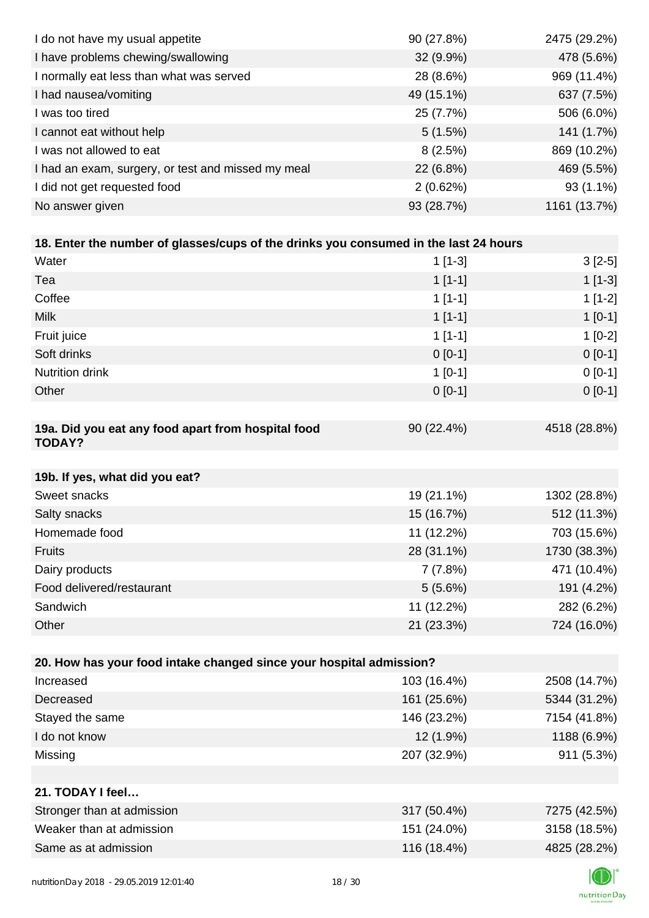| | | |
|---|---|---|
| I do not have my usual appetite | 90 (27.8%) | 2475 (29.2%) |
| I have problems chewing/swallowing | 32 (9.9%) | 478 (5.6%) |
| I normally eat less than what was served | 28 (8.6%) | 969 (11.4%) |
| I had nausea/vomiting | 49 (15.1%) | 637 (7.5%) |
| I was too tired | 25 (7.7%) | 506 (6.0%) |
| I cannot eat without help | 5 (1.5%) | 141 (1.7%) |
| I was not allowed to eat | 8 (2.5%) | 869 (10.2%) |
| I had an exam, surgery, or test and missed my meal | 22 (6.8%) | 469 (5.5%) |
| I did not get requested food | 2 (0.62%) | 93 (1.1%) |
| No answer given | 93 (28.7%) | 1161 (13.7%) |

| **18. Enter the number of glasses/cups of the drinks you consumed in the last 24 hours** | | |
|---|---|---|
| Water | 1 [1-3] | 3 [2-5] |
| Tea | 1 [1-1] | 1 [1-3] |
| Coffee | 1 [1-1] | 1 [1-2] |
| Milk | 1 [1-1] | 1 [0-1] |
| Fruit juice | 1 [1-1] | 1 [0-2] |
| Soft drinks | 0 [0-1] | 0 [0-1] |
| Nutrition drink | 1 [0-1] | 0 [0-1] |
| Other | 0 [0-1] | 0 [0-1] |

| **19a. Did you eat any food apart from hospital food TODAY?** | 90 (22.4%) | 4518 (28.8%) |
|---|---|---|

| **19b. If yes, what did you eat?** | | |
|---|---|---|
| Sweet snacks | 19 (21.1%) | 1302 (28.8%) |
| Salty snacks | 15 (16.7%) | 512 (11.3%) |
| Homemade food | 11 (12.2%) | 703 (15.6%) |
| Fruits | 28 (31.1%) | 1730 (38.3%) |
| Dairy products | 7 (7.8%) | 471 (10.4%) |
| Food delivered/restaurant | 5 (5.6%) | 191 (4.2%) |
| Sandwich | 11 (12.2%) | 282 (6.2%) |
| Other | 21 (23.3%) | 724 (16.0%) |

| **20. How has your food intake changed since your hospital admission?** | | |
|---|---|---|
| Increased | 103 (16.4%) | 2508 (14.7%) |
| Decreased | 161 (25.6%) | 5344 (31.2%) |
| Stayed the same | 146 (23.2%) | 7154 (41.8%) |
| I do not know | 12 (1.9%) | 1188 (6.9%) |
| Missing | 207 (32.9%) | 911 (5.3%) |

| **21. TODAY I feel…** | | |
|---|---|---|
| Stronger than at admission | 317 (50.4%) | 7275 (42.5%) |
| Weaker than at admission | 151 (24.0%) | 3158 (18.5%) |
| Same as at admission | 116 (18.4%) | 4825 (28.2%) |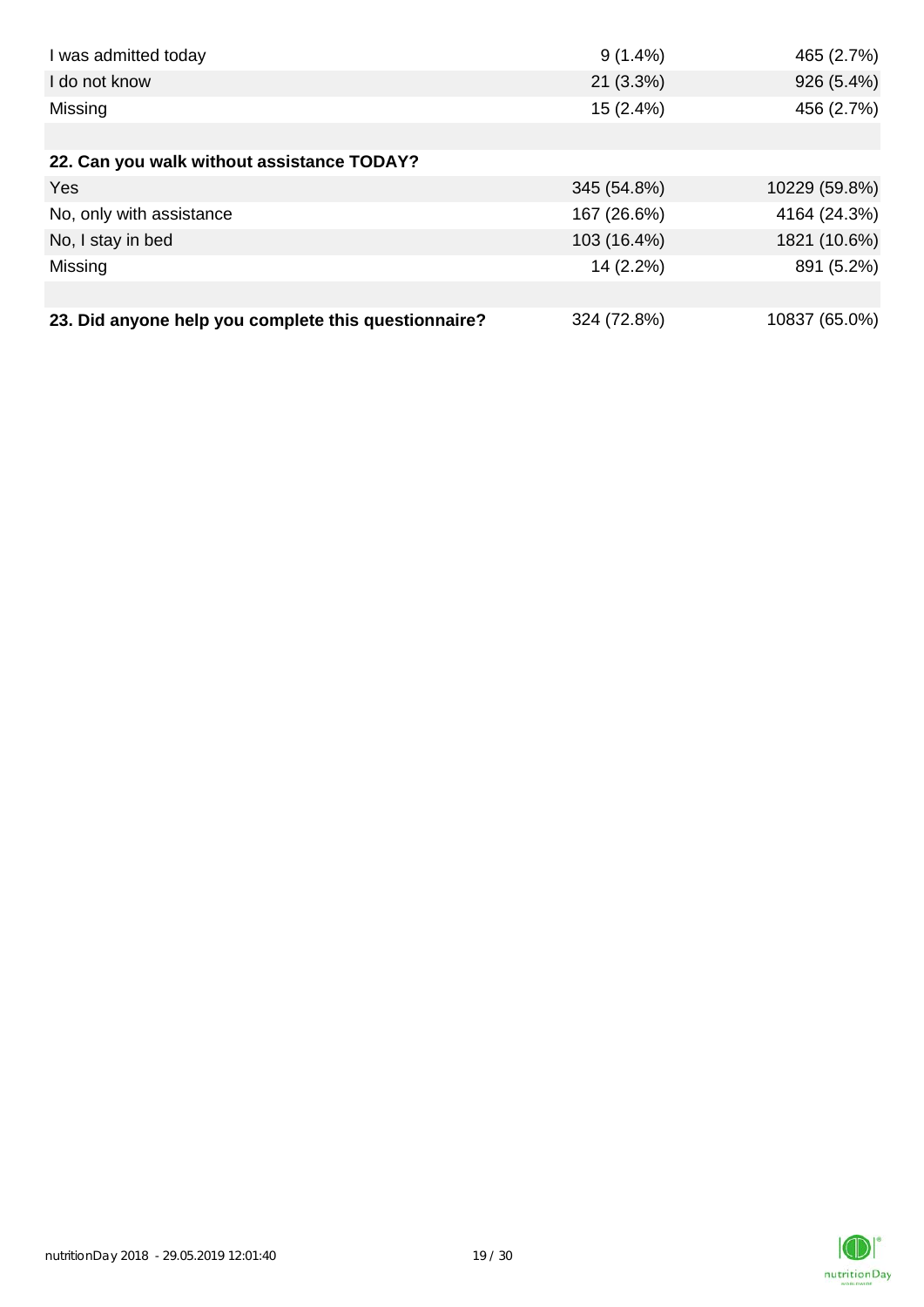| | | |
|---|---|---|
| I was admitted today | 9 (1.4%) | 465 (2.7%) |
| I do not know | 21 (3.3%) | 926 (5.4%) |
| Missing | 15 (2.4%) | 456 (2.7%) |
| | | |
| **22. Can you walk without assistance TODAY?** | | |
| Yes | 345 (54.8%) | 10229 (59.8%) |
| No, only with assistance | 167 (26.6%) | 4164 (24.3%) |
| No, I stay in bed | 103 (16.4%) | 1821 (10.6%) |
| Missing | 14 (2.2%) | 891 (5.2%) |
| | | |
| **23. Did anyone help you complete this questionnaire?** | 324 (72.8%) | 10837 (65.0%) |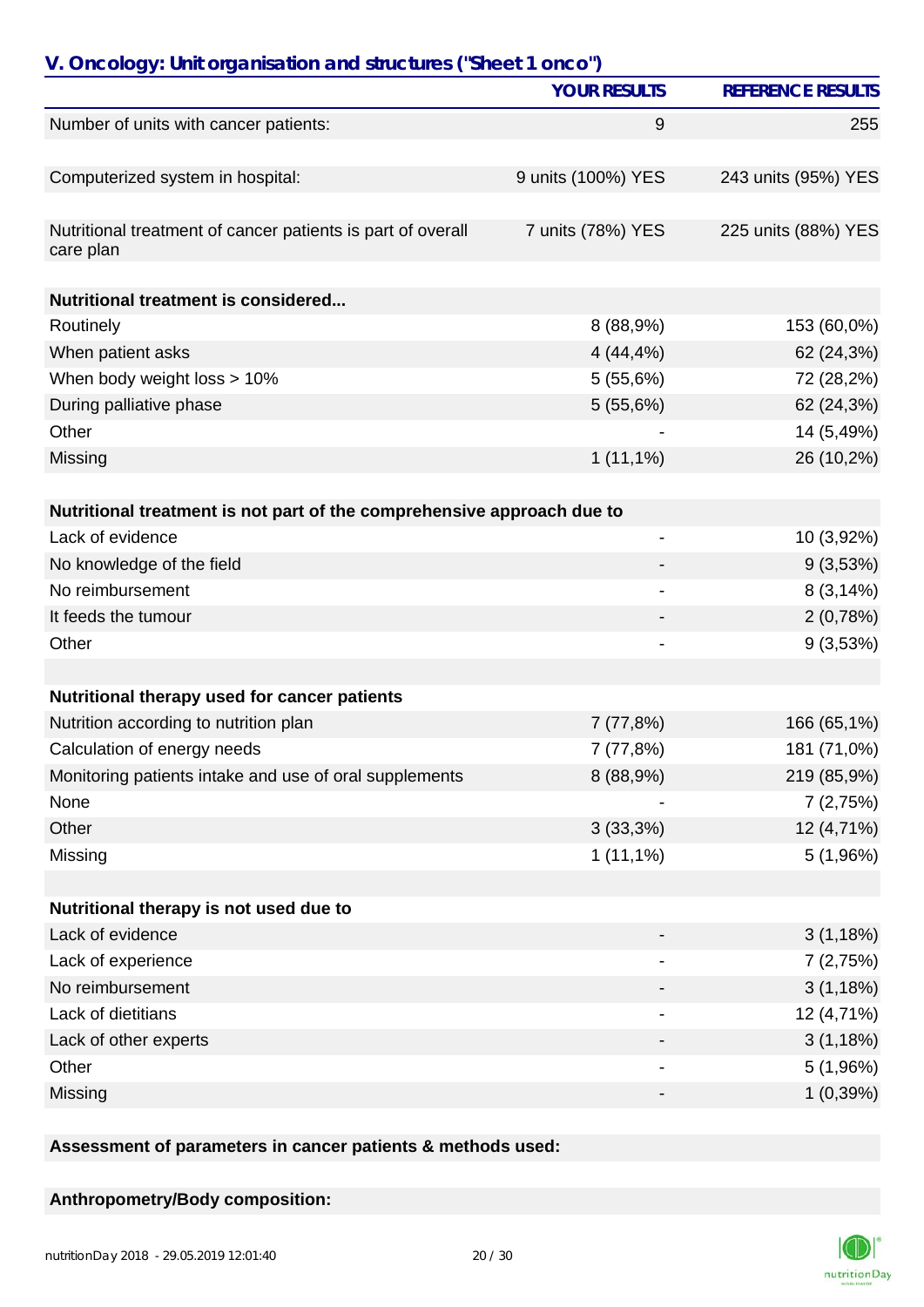## V. Oncology: Unit organisation and structures ("Sheet 1 onco")

| | YOUR RESULTS | REFERENCE RESULTS |
|---|---|---|
| Number of units with cancer patients: | 9 | 255 |
| | | |
| Computerized system in hospital: | 9 units (100%) YES | 243 units (95%) YES |
| | | |
| Nutritional treatment of cancer patients is part of overall care plan | 7 units (78%) YES | 225 units (88%) YES |
| | | |
| **Nutritional treatment is considered...** | | |
| Routinely | 8 (88,9%) | 153 (60,0%) |
| When patient asks | 4 (44,4%) | 62 (24,3%) |
| When body weight loss > 10% | 5 (55,6%) | 72 (28,2%) |
| During palliative phase | 5 (55,6%) | 62 (24,3%) |
| Other | - | 14 (5,49%) |
| Missing | 1 (11,1%) | 26 (10,2%) |
| | | |
| **Nutritional treatment is not part of the comprehensive approach due to** | | |
| Lack of evidence | - | 10 (3,92%) |
| No knowledge of the field | - | 9 (3,53%) |
| No reimbursement | - | 8 (3,14%) |
| It feeds the tumour | - | 2 (0,78%) |
| Other | - | 9 (3,53%) |
| | | |
| **Nutritional therapy used for cancer patients** | | |
| Nutrition according to nutrition plan | 7 (77,8%) | 166 (65,1%) |
| Calculation of energy needs | 7 (77,8%) | 181 (71,0%) |
| Monitoring patients intake and use of oral supplements | 8 (88,9%) | 219 (85,9%) |
| None | - | 7 (2,75%) |
| Other | 3 (33,3%) | 12 (4,71%) |
| Missing | 1 (11,1%) | 5 (1,96%) |
| | | |
| **Nutritional therapy is not used due to** | | |
| Lack of evidence | - | 3 (1,18%) |
| Lack of experience | - | 7 (2,75%) |
| No reimbursement | - | 3 (1,18%) |
| Lack of dietitians | - | 12 (4,71%) |
| Lack of other experts | - | 3 (1,18%) |
| Other | - | 5 (1,96%) |
| Missing | - | 1 (0,39%) |

**Assessment of parameters in cancer patients & methods used:**

**Anthropometry/Body composition:**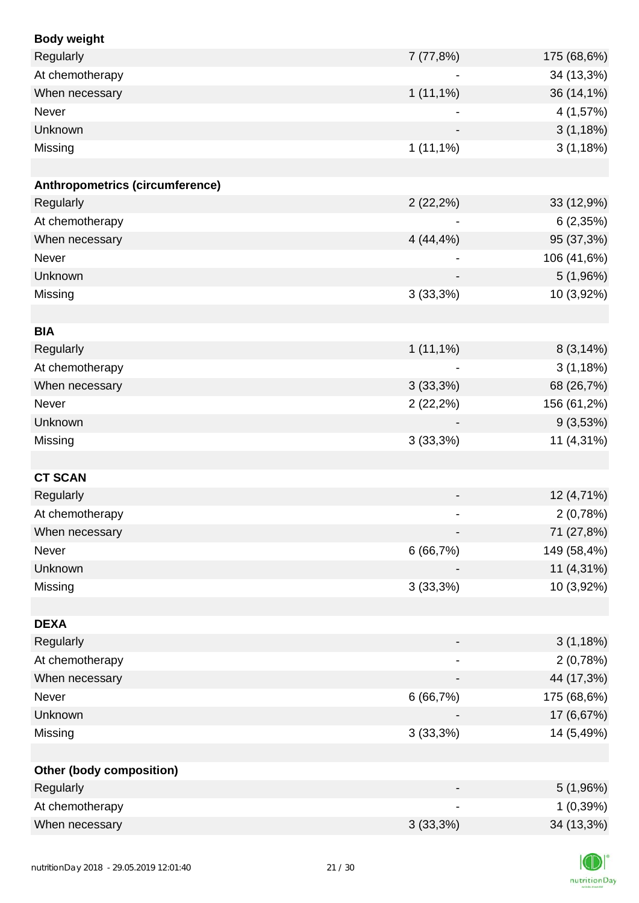| | | |
|---|---|---|
| **Body weight** | | |
| Regularly | 7 (77,8%) | 175 (68,6%) |
| At chemotherapy | - | 34 (13,3%) |
| When necessary | 1 (11,1%) | 36 (14,1%) |
| Never | - | 4 (1,57%) |
| Unknown | - | 3 (1,18%) |
| Missing | 1 (11,1%) | 3 (1,18%) |
| | | |
| **Anthropometrics (circumference)** | | |
| Regularly | 2 (22,2%) | 33 (12,9%) |
| At chemotherapy | - | 6 (2,35%) |
| When necessary | 4 (44,4%) | 95 (37,3%) |
| Never | - | 106 (41,6%) |
| Unknown | - | 5 (1,96%) |
| Missing | 3 (33,3%) | 10 (3,92%) |
| | | |
| **BIA** | | |
| Regularly | 1 (11,1%) | 8 (3,14%) |
| At chemotherapy | - | 3 (1,18%) |
| When necessary | 3 (33,3%) | 68 (26,7%) |
| Never | 2 (22,2%) | 156 (61,2%) |
| Unknown | - | 9 (3,53%) |
| Missing | 3 (33,3%) | 11 (4,31%) |
| | | |
| **CT SCAN** | | |
| Regularly | - | 12 (4,71%) |
| At chemotherapy | - | 2 (0,78%) |
| When necessary | - | 71 (27,8%) |
| Never | 6 (66,7%) | 149 (58,4%) |
| Unknown | - | 11 (4,31%) |
| Missing | 3 (33,3%) | 10 (3,92%) |
| | | |
| **DEXA** | | |
| Regularly | - | 3 (1,18%) |
| At chemotherapy | - | 2 (0,78%) |
| When necessary | - | 44 (17,3%) |
| Never | 6 (66,7%) | 175 (68,6%) |
| Unknown | - | 17 (6,67%) |
| Missing | 3 (33,3%) | 14 (5,49%) |
| | | |
| **Other (body composition)** | | |
| Regularly | - | 5 (1,96%) |
| At chemotherapy | - | 1 (0,39%) |
| When necessary | 3 (33,3%) | 34 (13,3%) |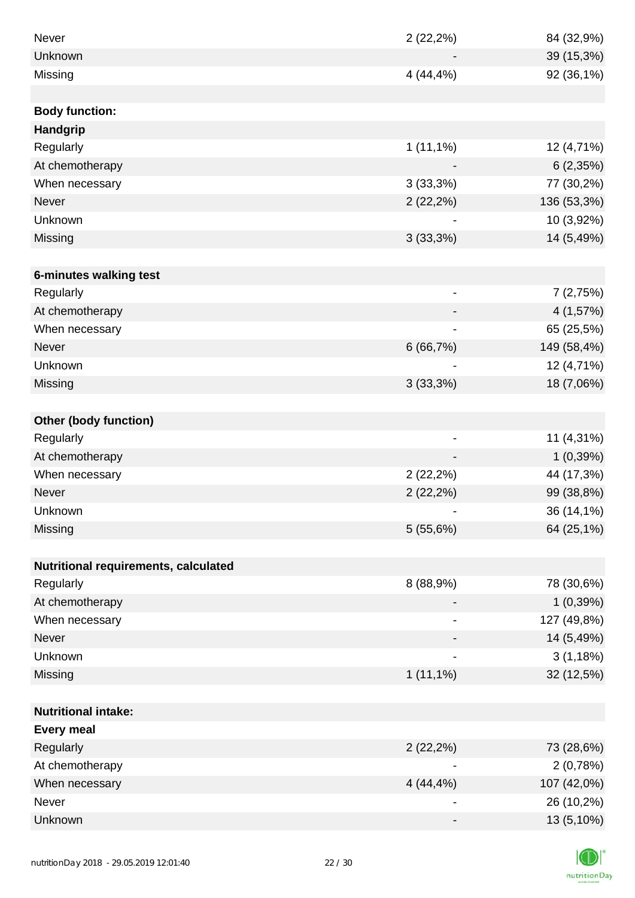| | | |
|---|---|---|
| Never | 2 (22,2%) | 84 (32,9%) |
| Unknown | - | 39 (15,3%) |
| Missing | 4 (44,4%) | 92 (36,1%) |
| | | |
| **Body function:** | | |
| **Handgrip** | | |
| Regularly | 1 (11,1%) | 12 (4,71%) |
| At chemotherapy | - | 6 (2,35%) |
| When necessary | 3 (33,3%) | 77 (30,2%) |
| Never | 2 (22,2%) | 136 (53,3%) |
| Unknown | - | 10 (3,92%) |
| Missing | 3 (33,3%) | 14 (5,49%) |
| | | |
| **6-minutes walking test** | | |
| Regularly | - | 7 (2,75%) |
| At chemotherapy | - | 4 (1,57%) |
| When necessary | - | 65 (25,5%) |
| Never | 6 (66,7%) | 149 (58,4%) |
| Unknown | - | 12 (4,71%) |
| Missing | 3 (33,3%) | 18 (7,06%) |
| | | |
| **Other (body function)** | | |
| Regularly | - | 11 (4,31%) |
| At chemotherapy | - | 1 (0,39%) |
| When necessary | 2 (22,2%) | 44 (17,3%) |
| Never | 2 (22,2%) | 99 (38,8%) |
| Unknown | - | 36 (14,1%) |
| Missing | 5 (55,6%) | 64 (25,1%) |
| | | |
| **Nutritional requirements, calculated** | | |
| Regularly | 8 (88,9%) | 78 (30,6%) |
| At chemotherapy | - | 1 (0,39%) |
| When necessary | - | 127 (49,8%) |
| Never | - | 14 (5,49%) |
| Unknown | - | 3 (1,18%) |
| Missing | 1 (11,1%) | 32 (12,5%) |
| | | |
| **Nutritional intake:** | | |
| **Every meal** | | |
| Regularly | 2 (22,2%) | 73 (28,6%) |
| At chemotherapy | - | 2 (0,78%) |
| When necessary | 4 (44,4%) | 107 (42,0%) |
| Never | - | 26 (10,2%) |
| Unknown | - | 13 (5,10%) |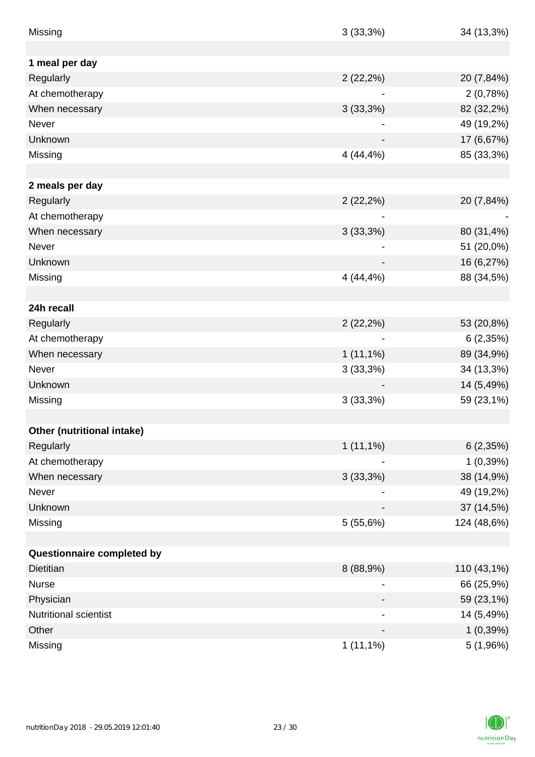| | | |
|---|---|---|
| Missing | 3 (33,3%) | 34 (13,3%) |
| | | |
| **1 meal per day** | | |
| Regularly | 2 (22,2%) | 20 (7,84%) |
| At chemotherapy | - | 2 (0,78%) |
| When necessary | 3 (33,3%) | 82 (32,2%) |
| Never | - | 49 (19,2%) |
| Unknown | - | 17 (6,67%) |
| Missing | 4 (44,4%) | 85 (33,3%) |
| | | |
| **2 meals per day** | | |
| Regularly | 2 (22,2%) | 20 (7,84%) |
| At chemotherapy | - | - |
| When necessary | 3 (33,3%) | 80 (31,4%) |
| Never | - | 51 (20,0%) |
| Unknown | - | 16 (6,27%) |
| Missing | 4 (44,4%) | 88 (34,5%) |
| | | |
| **24h recall** | | |
| Regularly | 2 (22,2%) | 53 (20,8%) |
| At chemotherapy | - | 6 (2,35%) |
| When necessary | 1 (11,1%) | 89 (34,9%) |
| Never | 3 (33,3%) | 34 (13,3%) |
| Unknown | - | 14 (5,49%) |
| Missing | 3 (33,3%) | 59 (23,1%) |
| | | |
| **Other (nutritional intake)** | | |
| Regularly | 1 (11,1%) | 6 (2,35%) |
| At chemotherapy | - | 1 (0,39%) |
| When necessary | 3 (33,3%) | 38 (14,9%) |
| Never | - | 49 (19,2%) |
| Unknown | - | 37 (14,5%) |
| Missing | 5 (55,6%) | 124 (48,6%) |
| | | |
| **Questionnaire completed by** | | |
| Dietitian | 8 (88,9%) | 110 (43,1%) |
| Nurse | - | 66 (25,9%) |
| Physician | - | 59 (23,1%) |
| Nutritional scientist | - | 14 (5,49%) |
| Other | - | 1 (0,39%) |
| Missing | 1 (11,1%) | 5 (1,96%) |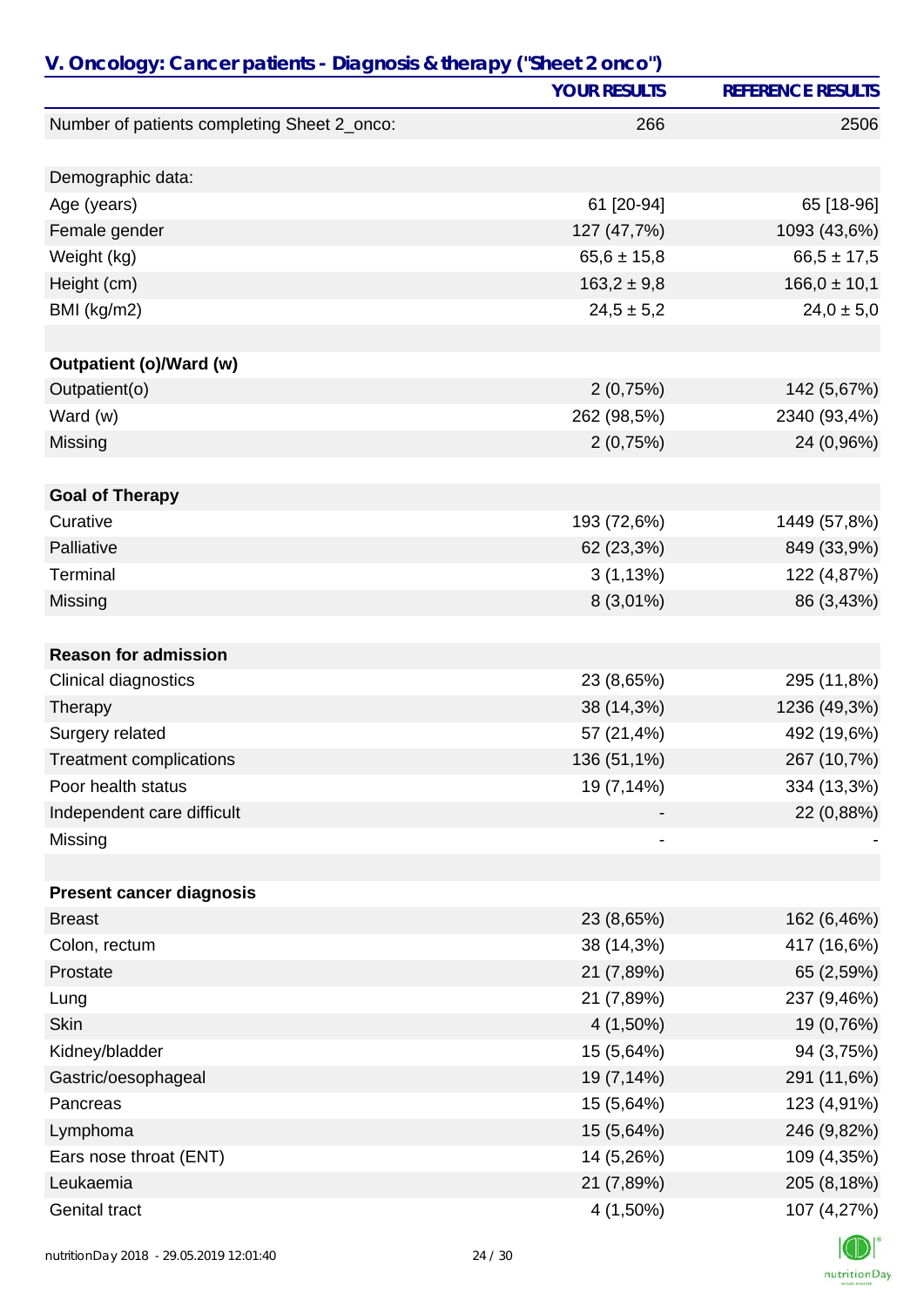## V. Oncology: Cancer patients - Diagnosis & therapy ("Sheet 2 onco")

| | YOUR RESULTS | REFERENCE RESULTS |
|---|---|---|
| Number of patients completing Sheet 2_onco: | 266 | 2506 |
| | | |
| Demographic data: | | |
| Age (years) | 61 [20-94] | 65 [18-96] |
| Female gender | 127 (47,7%) | 1093 (43,6%) |
| Weight (kg) | 65,6 ± 15,8 | 66,5 ± 17,5 |
| Height (cm) | 163,2 ± 9,8 | 166,0 ± 10,1 |
| BMI (kg/m2) | 24,5 ± 5,2 | 24,0 ± 5,0 |
| | | |
| **Outpatient (o)/Ward (w)** | | |
| Outpatient(o) | 2 (0,75%) | 142 (5,67%) |
| Ward (w) | 262 (98,5%) | 2340 (93,4%) |
| Missing | 2 (0,75%) | 24 (0,96%) |
| | | |
| **Goal of Therapy** | | |
| Curative | 193 (72,6%) | 1449 (57,8%) |
| Palliative | 62 (23,3%) | 849 (33,9%) |
| Terminal | 3 (1,13%) | 122 (4,87%) |
| Missing | 8 (3,01%) | 86 (3,43%) |
| | | |
| **Reason for admission** | | |
| Clinical diagnostics | 23 (8,65%) | 295 (11,8%) |
| Therapy | 38 (14,3%) | 1236 (49,3%) |
| Surgery related | 57 (21,4%) | 492 (19,6%) |
| Treatment complications | 136 (51,1%) | 267 (10,7%) |
| Poor health status | 19 (7,14%) | 334 (13,3%) |
| Independent care difficult | - | 22 (0,88%) |
| Missing | - | - |
| | | |
| **Present cancer diagnosis** | | |
| Breast | 23 (8,65%) | 162 (6,46%) |
| Colon, rectum | 38 (14,3%) | 417 (16,6%) |
| Prostate | 21 (7,89%) | 65 (2,59%) |
| Lung | 21 (7,89%) | 237 (9,46%) |
| Skin | 4 (1,50%) | 19 (0,76%) |
| Kidney/bladder | 15 (5,64%) | 94 (3,75%) |
| Gastric/oesophageal | 19 (7,14%) | 291 (11,6%) |
| Pancreas | 15 (5,64%) | 123 (4,91%) |
| Lymphoma | 15 (5,64%) | 246 (9,82%) |
| Ears nose throat (ENT) | 14 (5,26%) | 109 (4,35%) |
| Leukaemia | 21 (7,89%) | 205 (8,18%) |
| Genital tract | 4 (1,50%) | 107 (4,27%) |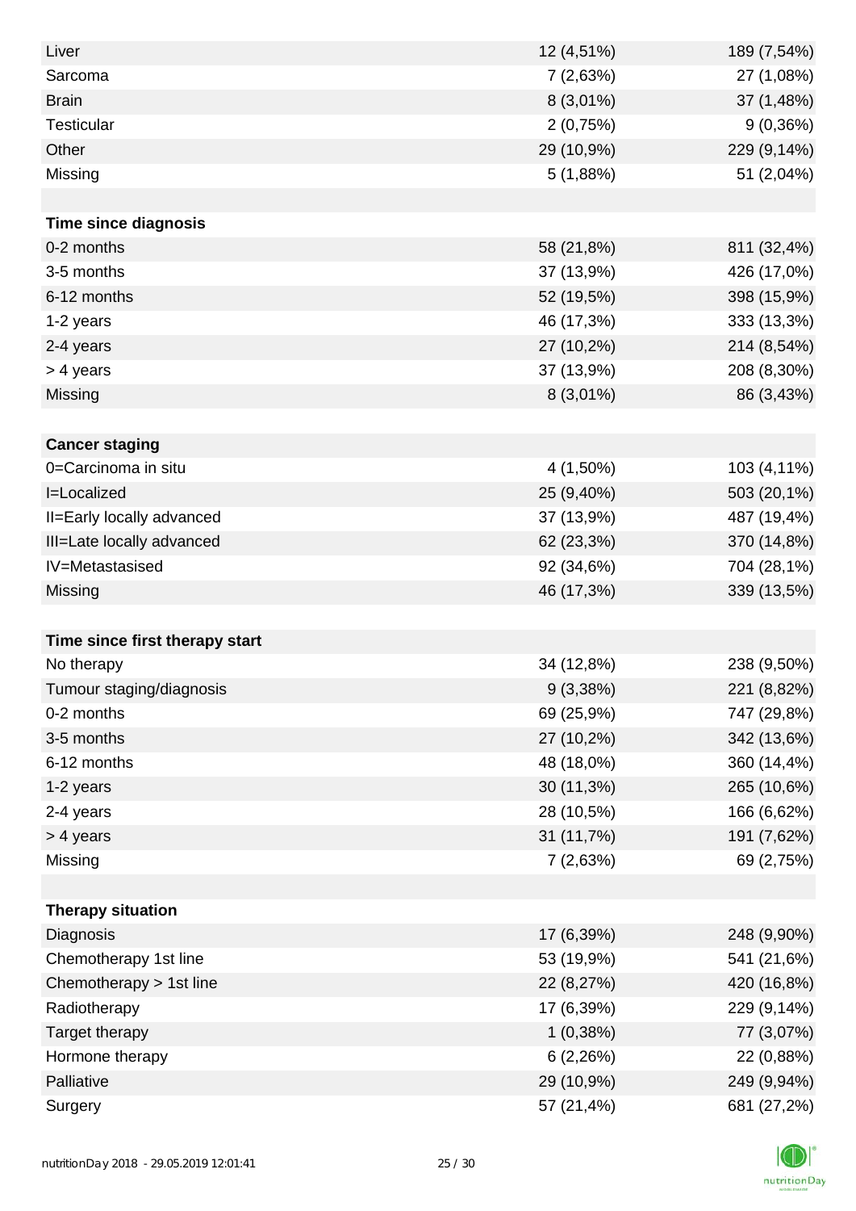| | | |
|---|---|---|
| Liver | 12 (4,51%) | 189 (7,54%) |
| Sarcoma | 7 (2,63%) | 27 (1,08%) |
| Brain | 8 (3,01%) | 37 (1,48%) |
| Testicular | 2 (0,75%) | 9 (0,36%) |
| Other | 29 (10,9%) | 229 (9,14%) |
| Missing | 5 (1,88%) | 51 (2,04%) |
| | | |
| **Time since diagnosis** | | |
| 0-2 months | 58 (21,8%) | 811 (32,4%) |
| 3-5 months | 37 (13,9%) | 426 (17,0%) |
| 6-12 months | 52 (19,5%) | 398 (15,9%) |
| 1-2 years | 46 (17,3%) | 333 (13,3%) |
| 2-4 years | 27 (10,2%) | 214 (8,54%) |
| > 4 years | 37 (13,9%) | 208 (8,30%) |
| Missing | 8 (3,01%) | 86 (3,43%) |
| | | |
| **Cancer staging** | | |
| 0=Carcinoma in situ | 4 (1,50%) | 103 (4,11%) |
| I=Localized | 25 (9,40%) | 503 (20,1%) |
| II=Early locally advanced | 37 (13,9%) | 487 (19,4%) |
| III=Late locally advanced | 62 (23,3%) | 370 (14,8%) |
| IV=Metastasised | 92 (34,6%) | 704 (28,1%) |
| Missing | 46 (17,3%) | 339 (13,5%) |
| | | |
| **Time since first therapy start** | | |
| No therapy | 34 (12,8%) | 238 (9,50%) |
| Tumour staging/diagnosis | 9 (3,38%) | 221 (8,82%) |
| 0-2 months | 69 (25,9%) | 747 (29,8%) |
| 3-5 months | 27 (10,2%) | 342 (13,6%) |
| 6-12 months | 48 (18,0%) | 360 (14,4%) |
| 1-2 years | 30 (11,3%) | 265 (10,6%) |
| 2-4 years | 28 (10,5%) | 166 (6,62%) |
| > 4 years | 31 (11,7%) | 191 (7,62%) |
| Missing | 7 (2,63%) | 69 (2,75%) |
| | | |
| **Therapy situation** | | |
| Diagnosis | 17 (6,39%) | 248 (9,90%) |
| Chemotherapy 1st line | 53 (19,9%) | 541 (21,6%) |
| Chemotherapy > 1st line | 22 (8,27%) | 420 (16,8%) |
| Radiotherapy | 17 (6,39%) | 229 (9,14%) |
| Target therapy | 1 (0,38%) | 77 (3,07%) |
| Hormone therapy | 6 (2,26%) | 22 (0,88%) |
| Palliative | 29 (10,9%) | 249 (9,94%) |
| Surgery | 57 (21,4%) | 681 (27,2%) |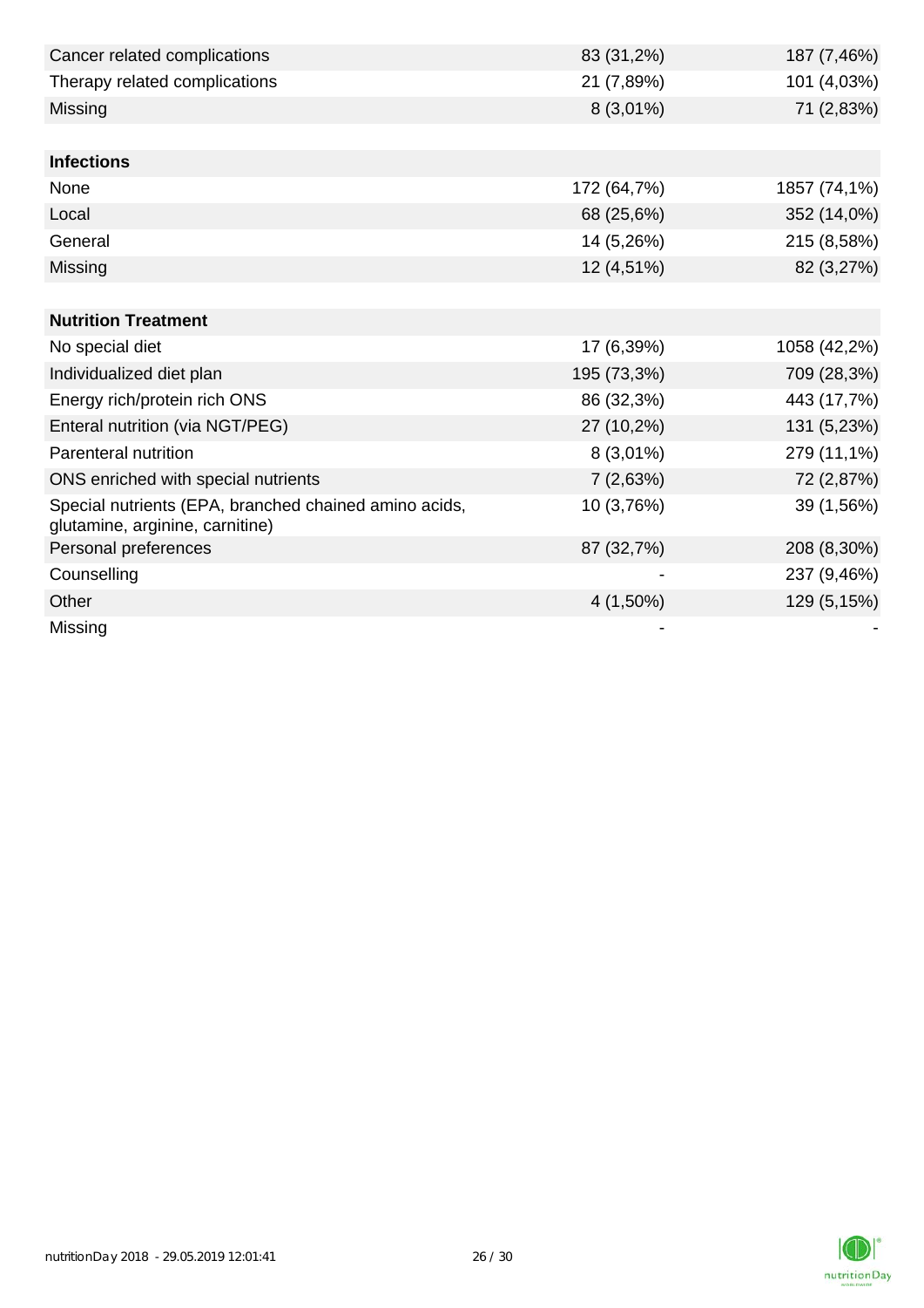| | | |
|---|---|---|
| Cancer related complications | 83 (31,2%) | 187 (7,46%) |
| Therapy related complications | 21 (7,89%) | 101 (4,03%) |
| Missing | 8 (3,01%) | 71 (2,83%) |
| | | |
| **Infections** | | |
| None | 172 (64,7%) | 1857 (74,1%) |
| Local | 68 (25,6%) | 352 (14,0%) |
| General | 14 (5,26%) | 215 (8,58%) |
| Missing | 12 (4,51%) | 82 (3,27%) |
| | | |
| **Nutrition Treatment** | | |
| No special diet | 17 (6,39%) | 1058 (42,2%) |
| Individualized diet plan | 195 (73,3%) | 709 (28,3%) |
| Energy rich/protein rich ONS | 86 (32,3%) | 443 (17,7%) |
| Enteral nutrition (via NGT/PEG) | 27 (10,2%) | 131 (5,23%) |
| Parenteral nutrition | 8 (3,01%) | 279 (11,1%) |
| ONS enriched with special nutrients | 7 (2,63%) | 72 (2,87%) |
| Special nutrients (EPA, branched chained amino acids, glutamine, arginine, carnitine) | 10 (3,76%) | 39 (1,56%) |
| Personal preferences | 87 (32,7%) | 208 (8,30%) |
| Counselling | - | 237 (9,46%) |
| Other | 4 (1,50%) | 129 (5,15%) |
| Missing | - | - |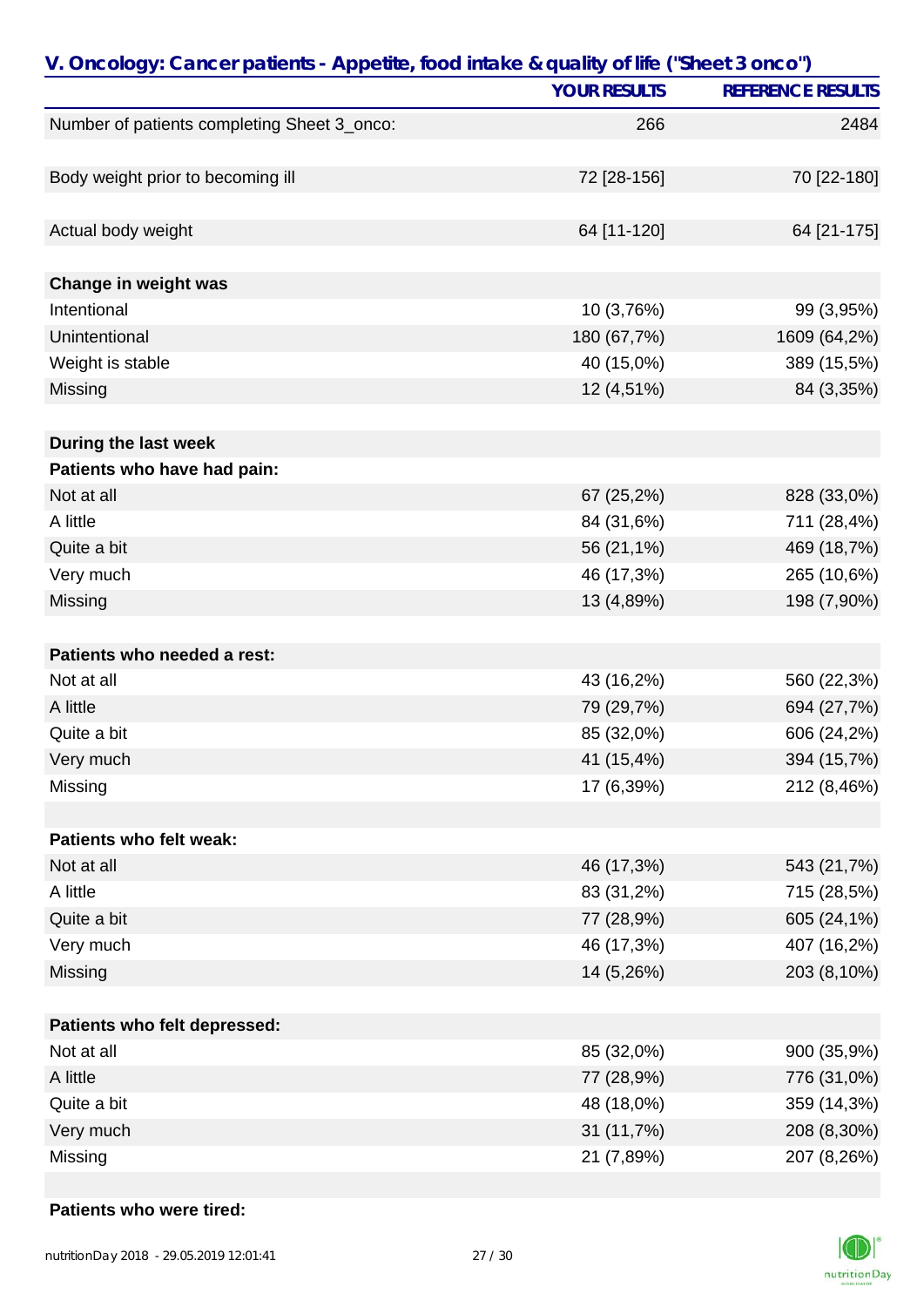## V. Oncology: Cancer patients - Appetite, food intake & quality of life ("Sheet 3 onco")

| | YOUR RESULTS | REFERENCE RESULTS |
|---|---|---|
| Number of patients completing Sheet 3_onco: | 266 | 2484 |
| | | |
| Body weight prior to becoming ill | 72 [28-156] | 70 [22-180] |
| | | |
| Actual body weight | 64 [11-120] | 64 [21-175] |
| | | |
| **Change in weight was** | | |
| Intentional | 10 (3,76%) | 99 (3,95%) |
| Unintentional | 180 (67,7%) | 1609 (64,2%) |
| Weight is stable | 40 (15,0%) | 389 (15,5%) |
| Missing | 12 (4,51%) | 84 (3,35%) |
| | | |
| **During the last week** | | |
| **Patients who have had pain:** | | |
| Not at all | 67 (25,2%) | 828 (33,0%) |
| A little | 84 (31,6%) | 711 (28,4%) |
| Quite a bit | 56 (21,1%) | 469 (18,7%) |
| Very much | 46 (17,3%) | 265 (10,6%) |
| Missing | 13 (4,89%) | 198 (7,90%) |
| | | |
| **Patients who needed a rest:** | | |
| Not at all | 43 (16,2%) | 560 (22,3%) |
| A little | 79 (29,7%) | 694 (27,7%) |
| Quite a bit | 85 (32,0%) | 606 (24,2%) |
| Very much | 41 (15,4%) | 394 (15,7%) |
| Missing | 17 (6,39%) | 212 (8,46%) |
| | | |
| **Patients who felt weak:** | | |
| Not at all | 46 (17,3%) | 543 (21,7%) |
| A little | 83 (31,2%) | 715 (28,5%) |
| Quite a bit | 77 (28,9%) | 605 (24,1%) |
| Very much | 46 (17,3%) | 407 (16,2%) |
| Missing | 14 (5,26%) | 203 (8,10%) |
| | | |
| **Patients who felt depressed:** | | |
| Not at all | 85 (32,0%) | 900 (35,9%) |
| A little | 77 (28,9%) | 776 (31,0%) |
| Quite a bit | 48 (18,0%) | 359 (14,3%) |
| Very much | 31 (11,7%) | 208 (8,30%) |
| Missing | 21 (7,89%) | 207 (8,26%) |
| | | |
| **Patients who were tired:** | | |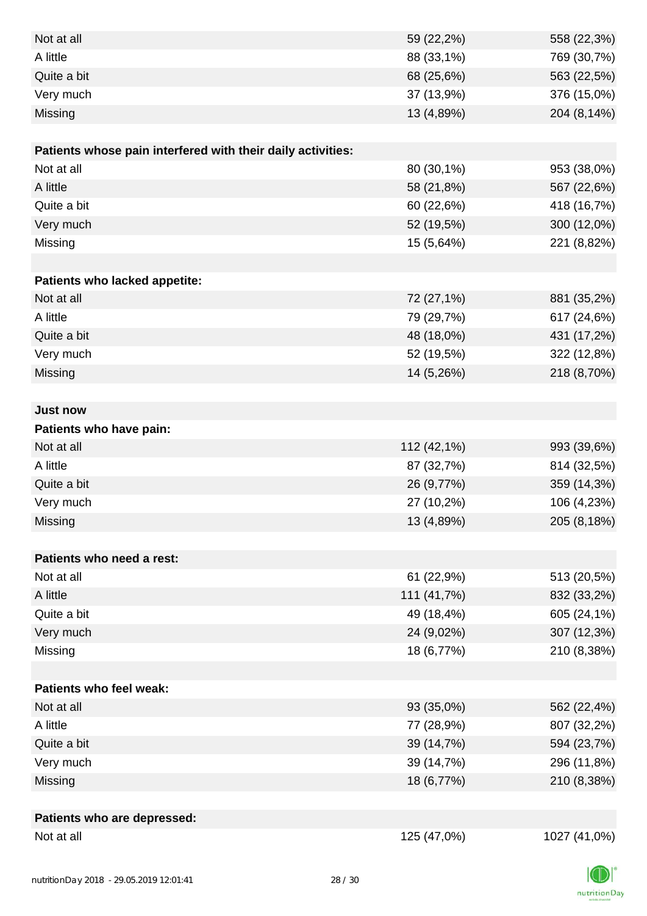| | | |
|---|---|---|
| Not at all | 59 (22,2%) | 558 (22,3%) |
| A little | 88 (33,1%) | 769 (30,7%) |
| Quite a bit | 68 (25,6%) | 563 (22,5%) |
| Very much | 37 (13,9%) | 376 (15,0%) |
| Missing | 13 (4,89%) | 204 (8,14%) |
| | | |
| **Patients whose pain interfered with their daily activities:** | | |
| Not at all | 80 (30,1%) | 953 (38,0%) |
| A little | 58 (21,8%) | 567 (22,6%) |
| Quite a bit | 60 (22,6%) | 418 (16,7%) |
| Very much | 52 (19,5%) | 300 (12,0%) |
| Missing | 15 (5,64%) | 221 (8,82%) |
| | | |
| **Patients who lacked appetite:** | | |
| Not at all | 72 (27,1%) | 881 (35,2%) |
| A little | 79 (29,7%) | 617 (24,6%) |
| Quite a bit | 48 (18,0%) | 431 (17,2%) |
| Very much | 52 (19,5%) | 322 (12,8%) |
| Missing | 14 (5,26%) | 218 (8,70%) |
| | | |
| **Just now** | | |
| **Patients who have pain:** | | |
| Not at all | 112 (42,1%) | 993 (39,6%) |
| A little | 87 (32,7%) | 814 (32,5%) |
| Quite a bit | 26 (9,77%) | 359 (14,3%) |
| Very much | 27 (10,2%) | 106 (4,23%) |
| Missing | 13 (4,89%) | 205 (8,18%) |
| | | |
| **Patients who need a rest:** | | |
| Not at all | 61 (22,9%) | 513 (20,5%) |
| A little | 111 (41,7%) | 832 (33,2%) |
| Quite a bit | 49 (18,4%) | 605 (24,1%) |
| Very much | 24 (9,02%) | 307 (12,3%) |
| Missing | 18 (6,77%) | 210 (8,38%) |
| | | |
| **Patients who feel weak:** | | |
| Not at all | 93 (35,0%) | 562 (22,4%) |
| A little | 77 (28,9%) | 807 (32,2%) |
| Quite a bit | 39 (14,7%) | 594 (23,7%) |
| Very much | 39 (14,7%) | 296 (11,8%) |
| Missing | 18 (6,77%) | 210 (8,38%) |
| | | |
| **Patients who are depressed:** | | |
| Not at all | 125 (47,0%) | 1027 (41,0%) |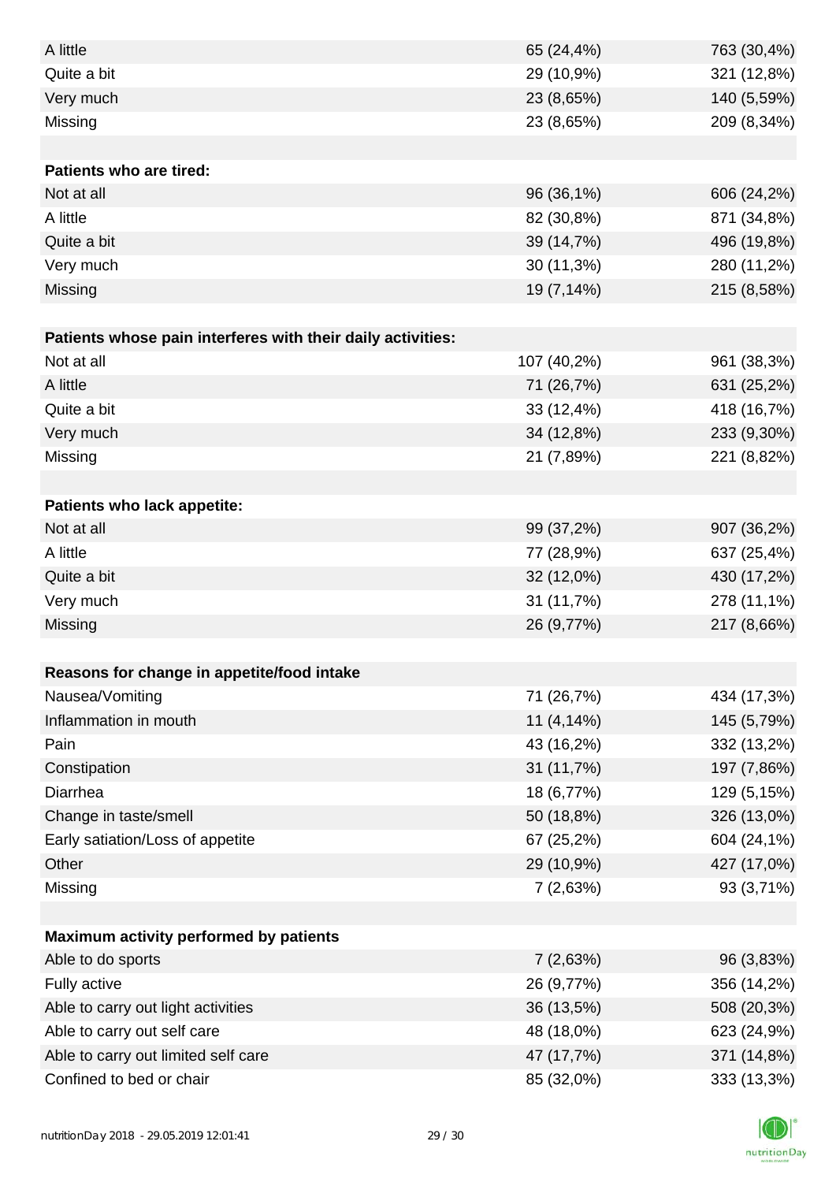| | | |
|---|---|---|
| A little | 65 (24,4%) | 763 (30,4%) |
| Quite a bit | 29 (10,9%) | 321 (12,8%) |
| Very much | 23 (8,65%) | 140 (5,59%) |
| Missing | 23 (8,65%) | 209 (8,34%) |
| | | |
| **Patients who are tired:** | | |
| Not at all | 96 (36,1%) | 606 (24,2%) |
| A little | 82 (30,8%) | 871 (34,8%) |
| Quite a bit | 39 (14,7%) | 496 (19,8%) |
| Very much | 30 (11,3%) | 280 (11,2%) |
| Missing | 19 (7,14%) | 215 (8,58%) |
| | | |
| **Patients whose pain interferes with their daily activities:** | | |
| Not at all | 107 (40,2%) | 961 (38,3%) |
| A little | 71 (26,7%) | 631 (25,2%) |
| Quite a bit | 33 (12,4%) | 418 (16,7%) |
| Very much | 34 (12,8%) | 233 (9,30%) |
| Missing | 21 (7,89%) | 221 (8,82%) |
| | | |
| **Patients who lack appetite:** | | |
| Not at all | 99 (37,2%) | 907 (36,2%) |
| A little | 77 (28,9%) | 637 (25,4%) |
| Quite a bit | 32 (12,0%) | 430 (17,2%) |
| Very much | 31 (11,7%) | 278 (11,1%) |
| Missing | 26 (9,77%) | 217 (8,66%) |
| | | |
| **Reasons for change in appetite/food intake** | | |
| Nausea/Vomiting | 71 (26,7%) | 434 (17,3%) |
| Inflammation in mouth | 11 (4,14%) | 145 (5,79%) |
| Pain | 43 (16,2%) | 332 (13,2%) |
| Constipation | 31 (11,7%) | 197 (7,86%) |
| Diarrhea | 18 (6,77%) | 129 (5,15%) |
| Change in taste/smell | 50 (18,8%) | 326 (13,0%) |
| Early satiation/Loss of appetite | 67 (25,2%) | 604 (24,1%) |
| Other | 29 (10,9%) | 427 (17,0%) |
| Missing | 7 (2,63%) | 93 (3,71%) |
| | | |
| **Maximum activity performed by patients** | | |
| Able to do sports | 7 (2,63%) | 96 (3,83%) |
| Fully active | 26 (9,77%) | 356 (14,2%) |
| Able to carry out light activities | 36 (13,5%) | 508 (20,3%) |
| Able to carry out self care | 48 (18,0%) | 623 (24,9%) |
| Able to carry out limited self care | 47 (17,7%) | 371 (14,8%) |
| Confined to bed or chair | 85 (32,0%) | 333 (13,3%) |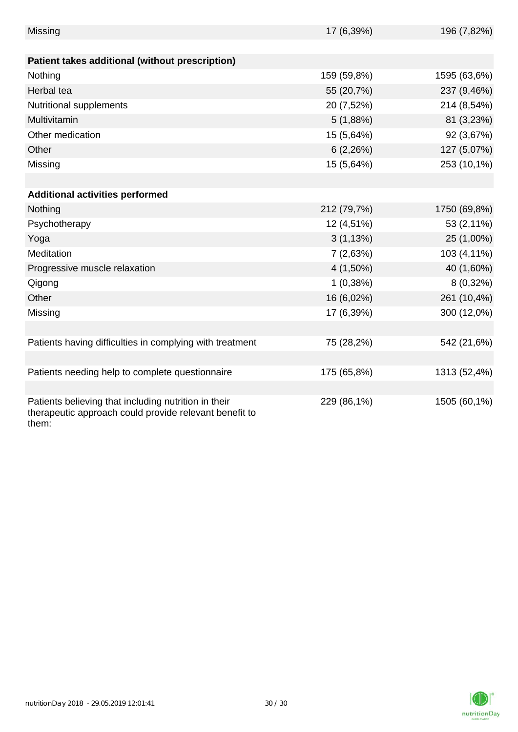| | | |
|---|---|---|
| Missing | 17 (6,39%) | 196 (7,82%) |
| | | |
| **Patient takes additional (without prescription)** | | |
| Nothing | 159 (59,8%) | 1595 (63,6%) |
| Herbal tea | 55 (20,7%) | 237 (9,46%) |
| Nutritional supplements | 20 (7,52%) | 214 (8,54%) |
| Multivitamin | 5 (1,88%) | 81 (3,23%) |
| Other medication | 15 (5,64%) | 92 (3,67%) |
| Other | 6 (2,26%) | 127 (5,07%) |
| Missing | 15 (5,64%) | 253 (10,1%) |
| | | |
| **Additional activities performed** | | |
| Nothing | 212 (79,7%) | 1750 (69,8%) |
| Psychotherapy | 12 (4,51%) | 53 (2,11%) |
| Yoga | 3 (1,13%) | 25 (1,00%) |
| Meditation | 7 (2,63%) | 103 (4,11%) |
| Progressive muscle relaxation | 4 (1,50%) | 40 (1,60%) |
| Qigong | 1 (0,38%) | 8 (0,32%) |
| Other | 16 (6,02%) | 261 (10,4%) |
| Missing | 17 (6,39%) | 300 (12,0%) |
| | | |
| Patients having difficulties in complying with treatment | 75 (28,2%) | 542 (21,6%) |
| | | |
| Patients needing help to complete questionnaire | 175 (65,8%) | 1313 (52,4%) |
| | | |
| Patients believing that including nutrition in their therapeutic approach could provide relevant benefit to them: | 229 (86,1%) | 1505 (60,1%) |